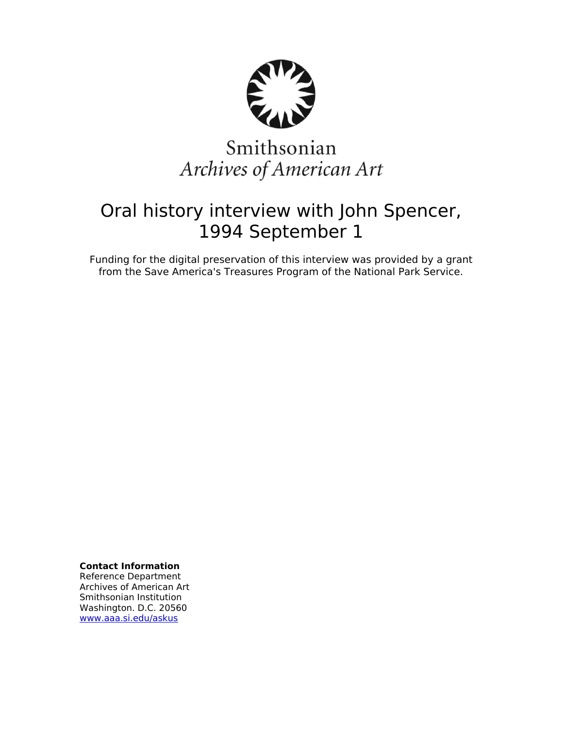Smithsonian
*Archives of American Art*

# Oral history interview with John Spencer, 1994 September 1

Funding for the digital preservation of this interview was provided by a grant from the Save America's Treasures Program of the National Park Service.

**Contact Information**
Reference Department
Archives of American Art
Smithsonian Institution
Washington. D.C. 20560
www.aaa.si.edu/askus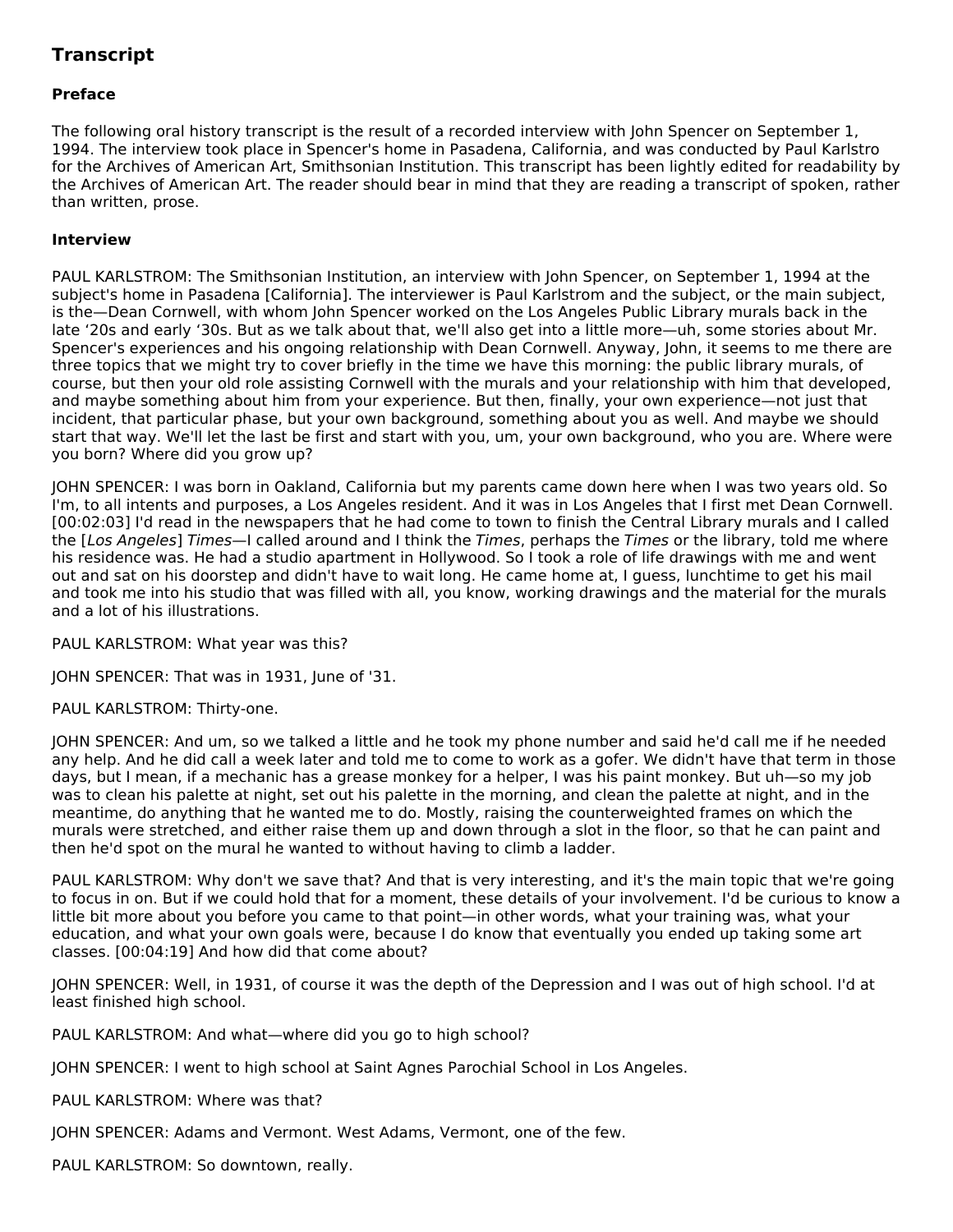## Transcript

### Preface

The following oral history transcript is the result of a recorded interview with John Spencer on September 1, 1994. The interview took place in Spencer's home in Pasadena, California, and was conducted by Paul Karlstro for the Archives of American Art, Smithsonian Institution. This transcript has been lightly edited for readability by the Archives of American Art. The reader should bear in mind that they are reading a transcript of spoken, rather than written, prose.

### Interview

PAUL KARLSTROM: The Smithsonian Institution, an interview with John Spencer, on September 1, 1994 at the subject's home in Pasadena [California]. The interviewer is Paul Karlstrom and the subject, or the main subject, is the—Dean Cornwell, with whom John Spencer worked on the Los Angeles Public Library murals back in the late '20s and early '30s. But as we talk about that, we'll also get into a little more—uh, some stories about Mr. Spencer's experiences and his ongoing relationship with Dean Cornwell. Anyway, John, it seems to me there are three topics that we might try to cover briefly in the time we have this morning: the public library murals, of course, but then your old role assisting Cornwell with the murals and your relationship with him that developed, and maybe something about him from your experience. But then, finally, your own experience—not just that incident, that particular phase, but your own background, something about you as well. And maybe we should start that way. We'll let the last be first and start with you, um, your own background, who you are. Where were you born? Where did you grow up?

JOHN SPENCER: I was born in Oakland, California but my parents came down here when I was two years old. So I'm, to all intents and purposes, a Los Angeles resident. And it was in Los Angeles that I first met Dean Cornwell. [00:02:03] I'd read in the newspapers that he had come to town to finish the Central Library murals and I called the [*Los Angeles*] *Times*—I called around and I think the *Times*, perhaps the *Times* or the library, told me where his residence was. He had a studio apartment in Hollywood. So I took a role of life drawings with me and went out and sat on his doorstep and didn't have to wait long. He came home at, I guess, lunchtime to get his mail and took me into his studio that was filled with all, you know, working drawings and the material for the murals and a lot of his illustrations.

PAUL KARLSTROM: What year was this?

JOHN SPENCER: That was in 1931, June of '31.

PAUL KARLSTROM: Thirty-one.

JOHN SPENCER: And um, so we talked a little and he took my phone number and said he'd call me if he needed any help. And he did call a week later and told me to come to work as a gofer. We didn't have that term in those days, but I mean, if a mechanic has a grease monkey for a helper, I was his paint monkey. But uh—so my job was to clean his palette at night, set out his palette in the morning, and clean the palette at night, and in the meantime, do anything that he wanted me to do. Mostly, raising the counterweighted frames on which the murals were stretched, and either raise them up and down through a slot in the floor, so that he can paint and then he'd spot on the mural he wanted to without having to climb a ladder.

PAUL KARLSTROM: Why don't we save that? And that is very interesting, and it's the main topic that we're going to focus in on. But if we could hold that for a moment, these details of your involvement. I'd be curious to know a little bit more about you before you came to that point—in other words, what your training was, what your education, and what your own goals were, because I do know that eventually you ended up taking some art classes. [00:04:19] And how did that come about?

JOHN SPENCER: Well, in 1931, of course it was the depth of the Depression and I was out of high school. I'd at least finished high school.

PAUL KARLSTROM: And what—where did you go to high school?

JOHN SPENCER: I went to high school at Saint Agnes Parochial School in Los Angeles.

PAUL KARLSTROM: Where was that?

JOHN SPENCER: Adams and Vermont. West Adams, Vermont, one of the few.

PAUL KARLSTROM: So downtown, really.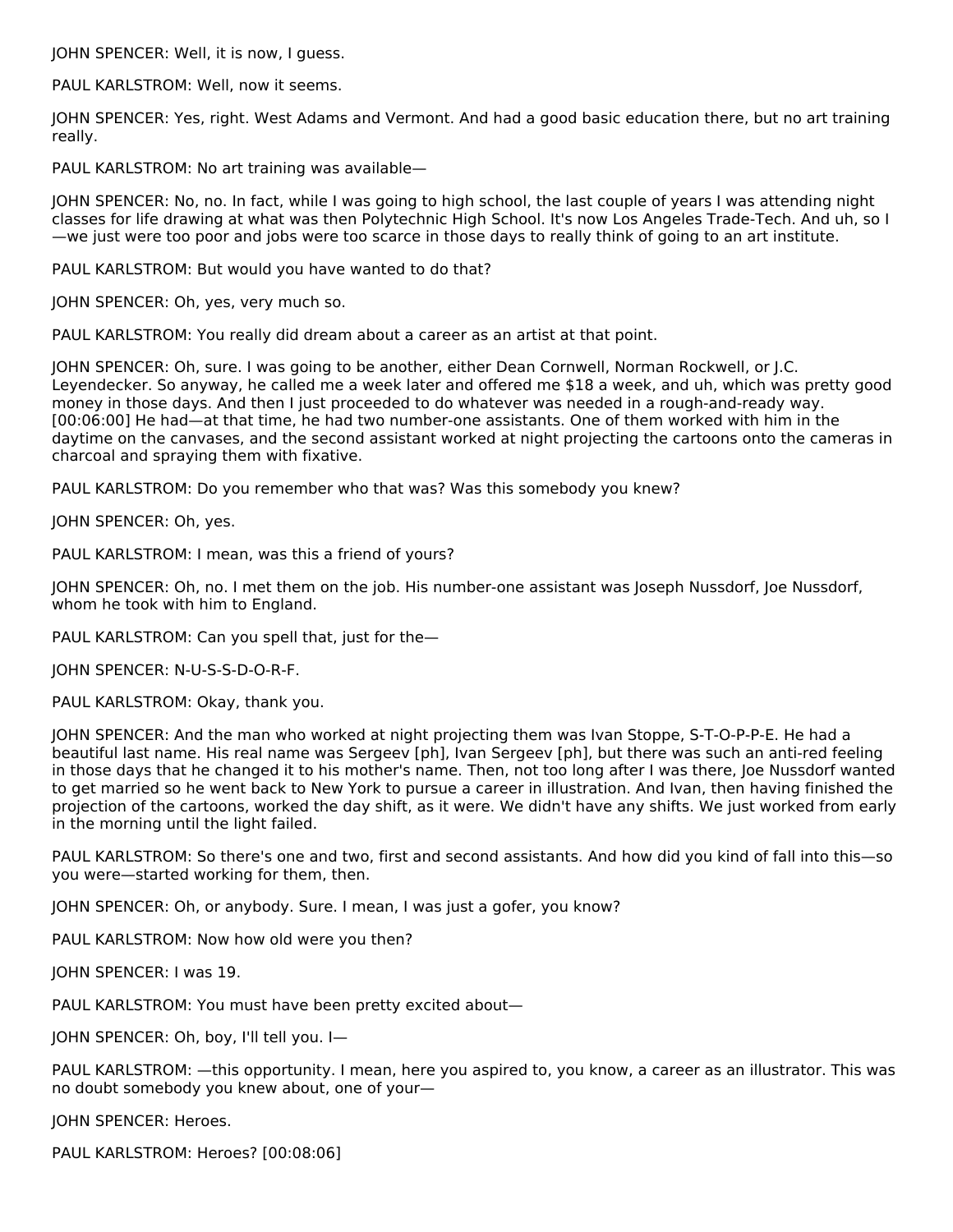JOHN SPENCER: Well, it is now, I guess.

PAUL KARLSTROM: Well, now it seems.

JOHN SPENCER: Yes, right. West Adams and Vermont. And had a good basic education there, but no art training really.

PAUL KARLSTROM: No art training was available—

JOHN SPENCER: No, no. In fact, while I was going to high school, the last couple of years I was attending night classes for life drawing at what was then Polytechnic High School. It's now Los Angeles Trade-Tech. And uh, so I—we just were too poor and jobs were too scarce in those days to really think of going to an art institute.

PAUL KARLSTROM: But would you have wanted to do that?

JOHN SPENCER: Oh, yes, very much so.

PAUL KARLSTROM: You really did dream about a career as an artist at that point.

JOHN SPENCER: Oh, sure. I was going to be another, either Dean Cornwell, Norman Rockwell, or J.C. Leyendecker. So anyway, he called me a week later and offered me $18 a week, and uh, which was pretty good money in those days. And then I just proceeded to do whatever was needed in a rough-and-ready way. [00:06:00] He had—at that time, he had two number-one assistants. One of them worked with him in the daytime on the canvases, and the second assistant worked at night projecting the cartoons onto the cameras in charcoal and spraying them with fixative.

PAUL KARLSTROM: Do you remember who that was? Was this somebody you knew?

JOHN SPENCER: Oh, yes.

PAUL KARLSTROM: I mean, was this a friend of yours?

JOHN SPENCER: Oh, no. I met them on the job. His number-one assistant was Joseph Nussdorf, Joe Nussdorf, whom he took with him to England.

PAUL KARLSTROM: Can you spell that, just for the—

JOHN SPENCER: N-U-S-S-D-O-R-F.

PAUL KARLSTROM: Okay, thank you.

JOHN SPENCER: And the man who worked at night projecting them was Ivan Stoppe, S-T-O-P-P-E. He had a beautiful last name. His real name was Sergeev [ph], Ivan Sergeev [ph], but there was such an anti-red feeling in those days that he changed it to his mother's name. Then, not too long after I was there, Joe Nussdorf wanted to get married so he went back to New York to pursue a career in illustration. And Ivan, then having finished the projection of the cartoons, worked the day shift, as it were. We didn't have any shifts. We just worked from early in the morning until the light failed.

PAUL KARLSTROM: So there's one and two, first and second assistants. And how did you kind of fall into this—so you were—started working for them, then.

JOHN SPENCER: Oh, or anybody. Sure. I mean, I was just a gofer, you know?

PAUL KARLSTROM: Now how old were you then?

JOHN SPENCER: I was 19.

PAUL KARLSTROM: You must have been pretty excited about—

JOHN SPENCER: Oh, boy, I'll tell you. I—

PAUL KARLSTROM: —this opportunity. I mean, here you aspired to, you know, a career as an illustrator. This was no doubt somebody you knew about, one of your—

JOHN SPENCER: Heroes.

PAUL KARLSTROM: Heroes? [00:08:06]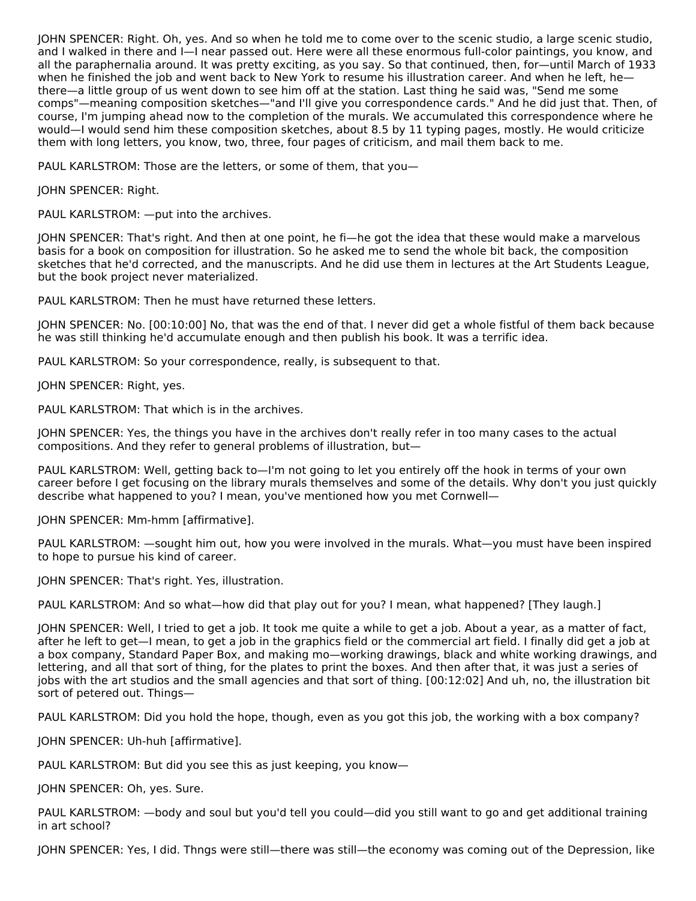JOHN SPENCER: Right. Oh, yes. And so when he told me to come over to the scenic studio, a large scenic studio, and I walked in there and I—I near passed out. Here were all these enormous full-color paintings, you know, and all the paraphernalia around. It was pretty exciting, as you say. So that continued, then, for—until March of 1933 when he finished the job and went back to New York to resume his illustration career. And when he left, he—there—a little group of us went down to see him off at the station. Last thing he said was, "Send me some comps"—meaning composition sketches—"and I'll give you correspondence cards." And he did just that. Then, of course, I'm jumping ahead now to the completion of the murals. We accumulated this correspondence where he would—I would send him these composition sketches, about 8.5 by 11 typing pages, mostly. He would criticize them with long letters, you know, two, three, four pages of criticism, and mail them back to me.

PAUL KARLSTROM: Those are the letters, or some of them, that you—

JOHN SPENCER: Right.

PAUL KARLSTROM: —put into the archives.

JOHN SPENCER: That's right. And then at one point, he fi—he got the idea that these would make a marvelous basis for a book on composition for illustration. So he asked me to send the whole bit back, the composition sketches that he'd corrected, and the manuscripts. And he did use them in lectures at the Art Students League, but the book project never materialized.

PAUL KARLSTROM: Then he must have returned these letters.

JOHN SPENCER: No. [00:10:00] No, that was the end of that. I never did get a whole fistful of them back because he was still thinking he'd accumulate enough and then publish his book. It was a terrific idea.

PAUL KARLSTROM: So your correspondence, really, is subsequent to that.

JOHN SPENCER: Right, yes.

PAUL KARLSTROM: That which is in the archives.

JOHN SPENCER: Yes, the things you have in the archives don't really refer in too many cases to the actual compositions. And they refer to general problems of illustration, but—

PAUL KARLSTROM: Well, getting back to—I'm not going to let you entirely off the hook in terms of your own career before I get focusing on the library murals themselves and some of the details. Why don't you just quickly describe what happened to you? I mean, you've mentioned how you met Cornwell—

JOHN SPENCER: Mm-hmm [affirmative].

PAUL KARLSTROM: —sought him out, how you were involved in the murals. What—you must have been inspired to hope to pursue his kind of career.

JOHN SPENCER: That's right. Yes, illustration.

PAUL KARLSTROM: And so what—how did that play out for you? I mean, what happened? [They laugh.]

JOHN SPENCER: Well, I tried to get a job. It took me quite a while to get a job. About a year, as a matter of fact, after he left to get—I mean, to get a job in the graphics field or the commercial art field. I finally did get a job at a box company, Standard Paper Box, and making mo—working drawings, black and white working drawings, and lettering, and all that sort of thing, for the plates to print the boxes. And then after that, it was just a series of jobs with the art studios and the small agencies and that sort of thing. [00:12:02] And uh, no, the illustration bit sort of petered out. Things—

PAUL KARLSTROM: Did you hold the hope, though, even as you got this job, the working with a box company?

JOHN SPENCER: Uh-huh [affirmative].

PAUL KARLSTROM: But did you see this as just keeping, you know—

JOHN SPENCER: Oh, yes. Sure.

PAUL KARLSTROM: —body and soul but you'd tell you could—did you still want to go and get additional training in art school?

JOHN SPENCER: Yes, I did. Thngs were still—there was still—the economy was coming out of the Depression, like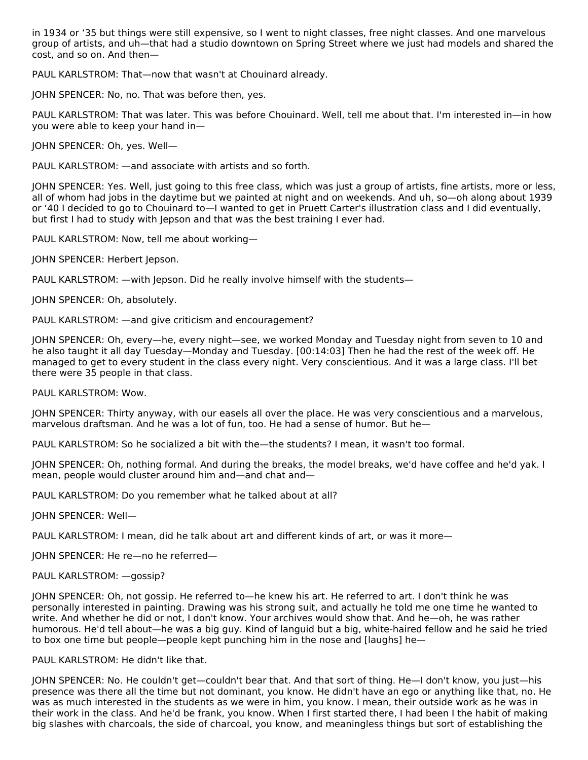in 1934 or ‘35 but things were still expensive, so I went to night classes, free night classes. And one marvelous group of artists, and uh—that had a studio downtown on Spring Street where we just had models and shared the cost, and so on. And then—

PAUL KARLSTROM: That—now that wasn't at Chouinard already.

JOHN SPENCER: No, no. That was before then, yes.

PAUL KARLSTROM: That was later. This was before Chouinard. Well, tell me about that. I'm interested in—in how you were able to keep your hand in—

JOHN SPENCER: Oh, yes. Well—

PAUL KARLSTROM: —and associate with artists and so forth.

JOHN SPENCER: Yes. Well, just going to this free class, which was just a group of artists, fine artists, more or less, all of whom had jobs in the daytime but we painted at night and on weekends. And uh, so—oh along about 1939 or ‘40 I decided to go to Chouinard to—I wanted to get in Pruett Carter's illustration class and I did eventually, but first I had to study with Jepson and that was the best training I ever had.

PAUL KARLSTROM: Now, tell me about working—

JOHN SPENCER: Herbert Jepson.

PAUL KARLSTROM: —with Jepson. Did he really involve himself with the students—

JOHN SPENCER: Oh, absolutely.

PAUL KARLSTROM: —and give criticism and encouragement?

JOHN SPENCER: Oh, every—he, every night—see, we worked Monday and Tuesday night from seven to 10 and he also taught it all day Tuesday—Monday and Tuesday. [00:14:03] Then he had the rest of the week off. He managed to get to every student in the class every night. Very conscientious. And it was a large class. I'll bet there were 35 people in that class.

PAUL KARLSTROM: Wow.

JOHN SPENCER: Thirty anyway, with our easels all over the place. He was very conscientious and a marvelous, marvelous draftsman. And he was a lot of fun, too. He had a sense of humor. But he—

PAUL KARLSTROM: So he socialized a bit with the—the students? I mean, it wasn't too formal.

JOHN SPENCER: Oh, nothing formal. And during the breaks, the model breaks, we'd have coffee and he'd yak. I mean, people would cluster around him and—and chat and—

PAUL KARLSTROM: Do you remember what he talked about at all?

JOHN SPENCER: Well—

PAUL KARLSTROM: I mean, did he talk about art and different kinds of art, or was it more—

JOHN SPENCER: He re—no he referred—

PAUL KARLSTROM: —gossip?

JOHN SPENCER: Oh, not gossip. He referred to—he knew his art. He referred to art. I don't think he was personally interested in painting. Drawing was his strong suit, and actually he told me one time he wanted to write. And whether he did or not, I don't know. Your archives would show that. And he—oh, he was rather humorous. He'd tell about—he was a big guy. Kind of languid but a big, white-haired fellow and he said he tried to box one time but people—people kept punching him in the nose and [laughs] he—

PAUL KARLSTROM: He didn't like that.

JOHN SPENCER: No. He couldn't get—couldn't bear that. And that sort of thing. He—I don't know, you just—his presence was there all the time but not dominant, you know. He didn't have an ego or anything like that, no. He was as much interested in the students as we were in him, you know. I mean, their outside work as he was in their work in the class. And he'd be frank, you know. When I first started there, I had been I the habit of making big slashes with charcoals, the side of charcoal, you know, and meaningless things but sort of establishing the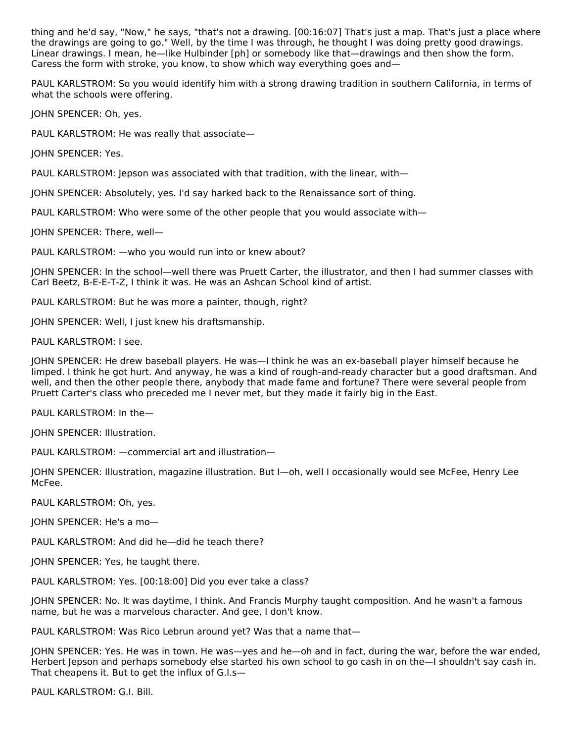thing and he'd say, "Now," he says, "that's not a drawing. [00:16:07] That's just a map. That's just a place where the drawings are going to go." Well, by the time I was through, he thought I was doing pretty good drawings. Linear drawings. I mean, he—like Hulbinder [ph] or somebody like that—drawings and then show the form. Caress the form with stroke, you know, to show which way everything goes and—

PAUL KARLSTROM: So you would identify him with a strong drawing tradition in southern California, in terms of what the schools were offering.

JOHN SPENCER: Oh, yes.

PAUL KARLSTROM: He was really that associate—

JOHN SPENCER: Yes.

PAUL KARLSTROM: Jepson was associated with that tradition, with the linear, with—

JOHN SPENCER: Absolutely, yes. I'd say harked back to the Renaissance sort of thing.

PAUL KARLSTROM: Who were some of the other people that you would associate with—

JOHN SPENCER: There, well—

PAUL KARLSTROM: —who you would run into or knew about?

JOHN SPENCER: In the school—well there was Pruett Carter, the illustrator, and then I had summer classes with Carl Beetz, B-E-E-T-Z, I think it was. He was an Ashcan School kind of artist.

PAUL KARLSTROM: But he was more a painter, though, right?

JOHN SPENCER: Well, I just knew his draftsmanship.

PAUL KARLSTROM: I see.

JOHN SPENCER: He drew baseball players. He was—I think he was an ex-baseball player himself because he limped. I think he got hurt. And anyway, he was a kind of rough-and-ready character but a good draftsman. And well, and then the other people there, anybody that made fame and fortune? There were several people from Pruett Carter's class who preceded me I never met, but they made it fairly big in the East.

PAUL KARLSTROM: In the—

JOHN SPENCER: Illustration.

PAUL KARLSTROM: —commercial art and illustration—

JOHN SPENCER: Illustration, magazine illustration. But I—oh, well I occasionally would see McFee, Henry Lee McFee.

PAUL KARLSTROM: Oh, yes.

JOHN SPENCER: He's a mo—

PAUL KARLSTROM: And did he—did he teach there?

JOHN SPENCER: Yes, he taught there.

PAUL KARLSTROM: Yes. [00:18:00] Did you ever take a class?

JOHN SPENCER: No. It was daytime, I think. And Francis Murphy taught composition. And he wasn't a famous name, but he was a marvelous character. And gee, I don't know.

PAUL KARLSTROM: Was Rico Lebrun around yet? Was that a name that—

JOHN SPENCER: Yes. He was in town. He was—yes and he—oh and in fact, during the war, before the war ended, Herbert Jepson and perhaps somebody else started his own school to go cash in on the—I shouldn't say cash in. That cheapens it. But to get the influx of G.I.s—

PAUL KARLSTROM: G.I. Bill.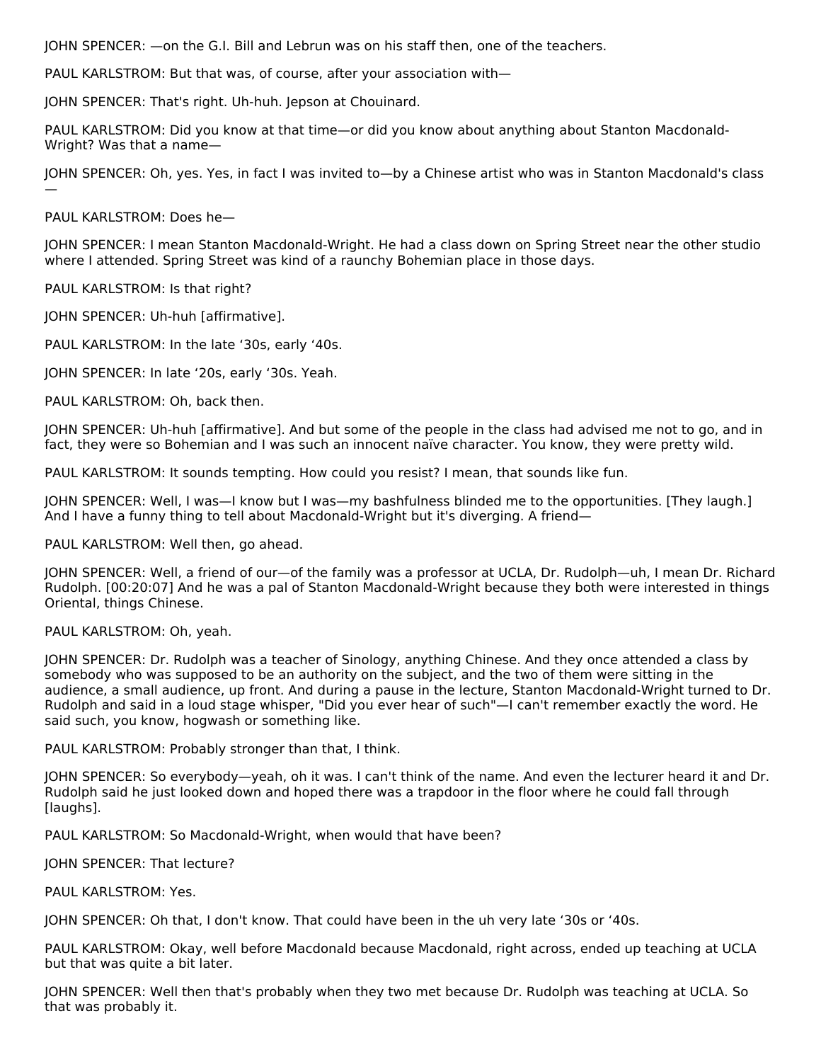JOHN SPENCER: —on the G.I. Bill and Lebrun was on his staff then, one of the teachers.

PAUL KARLSTROM: But that was, of course, after your association with—

JOHN SPENCER: That's right. Uh-huh. Jepson at Chouinard.

PAUL KARLSTROM: Did you know at that time—or did you know about anything about Stanton Macdonald-Wright? Was that a name—

JOHN SPENCER: Oh, yes. Yes, in fact I was invited to—by a Chinese artist who was in Stanton Macdonald's class—

PAUL KARLSTROM: Does he—

JOHN SPENCER: I mean Stanton Macdonald-Wright. He had a class down on Spring Street near the other studio where I attended. Spring Street was kind of a raunchy Bohemian place in those days.

PAUL KARLSTROM: Is that right?

JOHN SPENCER: Uh-huh [affirmative].

PAUL KARLSTROM: In the late '30s, early '40s.

JOHN SPENCER: In late '20s, early '30s. Yeah.

PAUL KARLSTROM: Oh, back then.

JOHN SPENCER: Uh-huh [affirmative]. And but some of the people in the class had advised me not to go, and in fact, they were so Bohemian and I was such an innocent naïve character. You know, they were pretty wild.

PAUL KARLSTROM: It sounds tempting. How could you resist? I mean, that sounds like fun.

JOHN SPENCER: Well, I was—I know but I was—my bashfulness blinded me to the opportunities. [They laugh.] And I have a funny thing to tell about Macdonald-Wright but it's diverging. A friend—

PAUL KARLSTROM: Well then, go ahead.

JOHN SPENCER: Well, a friend of our—of the family was a professor at UCLA, Dr. Rudolph—uh, I mean Dr. Richard Rudolph. [00:20:07] And he was a pal of Stanton Macdonald-Wright because they both were interested in things Oriental, things Chinese.

PAUL KARLSTROM: Oh, yeah.

JOHN SPENCER: Dr. Rudolph was a teacher of Sinology, anything Chinese. And they once attended a class by somebody who was supposed to be an authority on the subject, and the two of them were sitting in the audience, a small audience, up front. And during a pause in the lecture, Stanton Macdonald-Wright turned to Dr. Rudolph and said in a loud stage whisper, "Did you ever hear of such"—I can't remember exactly the word. He said such, you know, hogwash or something like.

PAUL KARLSTROM: Probably stronger than that, I think.

JOHN SPENCER: So everybody—yeah, oh it was. I can't think of the name. And even the lecturer heard it and Dr. Rudolph said he just looked down and hoped there was a trapdoor in the floor where he could fall through [laughs].

PAUL KARLSTROM: So Macdonald-Wright, when would that have been?

JOHN SPENCER: That lecture?

PAUL KARLSTROM: Yes.

JOHN SPENCER: Oh that, I don't know. That could have been in the uh very late '30s or '40s.

PAUL KARLSTROM: Okay, well before Macdonald because Macdonald, right across, ended up teaching at UCLA but that was quite a bit later.

JOHN SPENCER: Well then that's probably when they two met because Dr. Rudolph was teaching at UCLA. So that was probably it.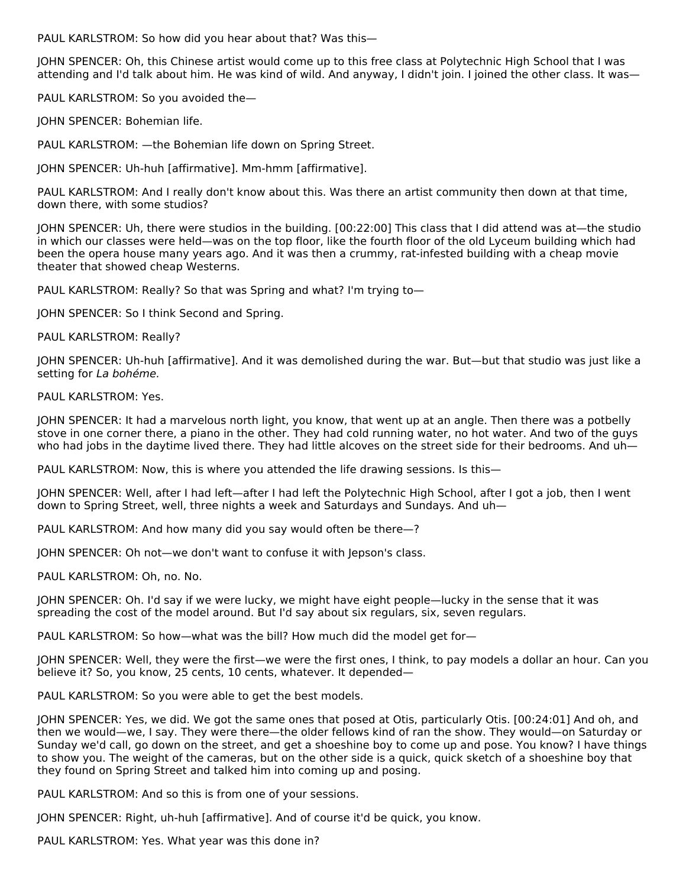PAUL KARLSTROM: So how did you hear about that? Was this—

JOHN SPENCER: Oh, this Chinese artist would come up to this free class at Polytechnic High School that I was attending and I'd talk about him. He was kind of wild. And anyway, I didn't join. I joined the other class. It was—

PAUL KARLSTROM: So you avoided the—

JOHN SPENCER: Bohemian life.

PAUL KARLSTROM: —the Bohemian life down on Spring Street.

JOHN SPENCER: Uh-huh [affirmative]. Mm-hmm [affirmative].

PAUL KARLSTROM: And I really don't know about this. Was there an artist community then down at that time, down there, with some studios?

JOHN SPENCER: Uh, there were studios in the building. [00:22:00] This class that I did attend was at—the studio in which our classes were held—was on the top floor, like the fourth floor of the old Lyceum building which had been the opera house many years ago. And it was then a crummy, rat-infested building with a cheap movie theater that showed cheap Westerns.

PAUL KARLSTROM: Really? So that was Spring and what? I'm trying to—

JOHN SPENCER: So I think Second and Spring.

PAUL KARLSTROM: Really?

JOHN SPENCER: Uh-huh [affirmative]. And it was demolished during the war. But—but that studio was just like a setting for *La bohéme.*

PAUL KARLSTROM: Yes.

JOHN SPENCER: It had a marvelous north light, you know, that went up at an angle. Then there was a potbelly stove in one corner there, a piano in the other. They had cold running water, no hot water. And two of the guys who had jobs in the daytime lived there. They had little alcoves on the street side for their bedrooms. And uh—

PAUL KARLSTROM: Now, this is where you attended the life drawing sessions. Is this—

JOHN SPENCER: Well, after I had left—after I had left the Polytechnic High School, after I got a job, then I went down to Spring Street, well, three nights a week and Saturdays and Sundays. And uh—

PAUL KARLSTROM: And how many did you say would often be there—?

JOHN SPENCER: Oh not—we don't want to confuse it with Jepson's class.

PAUL KARLSTROM: Oh, no. No.

JOHN SPENCER: Oh. I'd say if we were lucky, we might have eight people—lucky in the sense that it was spreading the cost of the model around. But I'd say about six regulars, six, seven regulars.

PAUL KARLSTROM: So how—what was the bill? How much did the model get for—

JOHN SPENCER: Well, they were the first—we were the first ones, I think, to pay models a dollar an hour. Can you believe it? So, you know, 25 cents, 10 cents, whatever. It depended—

PAUL KARLSTROM: So you were able to get the best models.

JOHN SPENCER: Yes, we did. We got the same ones that posed at Otis, particularly Otis. [00:24:01] And oh, and then we would—we, I say. They were there—the older fellows kind of ran the show. They would—on Saturday or Sunday we'd call, go down on the street, and get a shoeshine boy to come up and pose. You know? I have things to show you. The weight of the cameras, but on the other side is a quick, quick sketch of a shoeshine boy that they found on Spring Street and talked him into coming up and posing.

PAUL KARLSTROM: And so this is from one of your sessions.

JOHN SPENCER: Right, uh-huh [affirmative]. And of course it'd be quick, you know.

PAUL KARLSTROM: Yes. What year was this done in?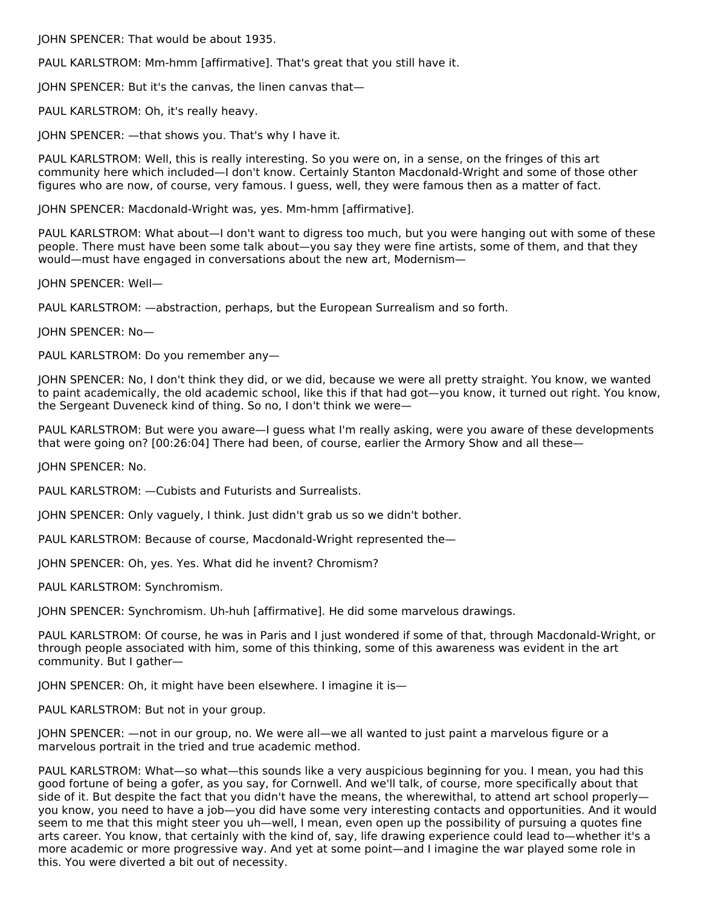JOHN SPENCER: That would be about 1935.

PAUL KARLSTROM: Mm-hmm [affirmative]. That's great that you still have it.

JOHN SPENCER: But it's the canvas, the linen canvas that—

PAUL KARLSTROM: Oh, it's really heavy.

JOHN SPENCER: —that shows you. That's why I have it.

PAUL KARLSTROM: Well, this is really interesting. So you were on, in a sense, on the fringes of this art community here which included—I don't know. Certainly Stanton Macdonald-Wright and some of those other figures who are now, of course, very famous. I guess, well, they were famous then as a matter of fact.

JOHN SPENCER: Macdonald-Wright was, yes. Mm-hmm [affirmative].

PAUL KARLSTROM: What about—I don't want to digress too much, but you were hanging out with some of these people. There must have been some talk about—you say they were fine artists, some of them, and that they would—must have engaged in conversations about the new art, Modernism—

JOHN SPENCER: Well—

PAUL KARLSTROM: —abstraction, perhaps, but the European Surrealism and so forth.

JOHN SPENCER: No—

PAUL KARLSTROM: Do you remember any—

JOHN SPENCER: No, I don't think they did, or we did, because we were all pretty straight. You know, we wanted to paint academically, the old academic school, like this if that had got—you know, it turned out right. You know, the Sergeant Duveneck kind of thing. So no, I don't think we were—

PAUL KARLSTROM: But were you aware—I guess what I'm really asking, were you aware of these developments that were going on? [00:26:04] There had been, of course, earlier the Armory Show and all these—

JOHN SPENCER: No.

PAUL KARLSTROM: —Cubists and Futurists and Surrealists.

JOHN SPENCER: Only vaguely, I think. Just didn't grab us so we didn't bother.

PAUL KARLSTROM: Because of course, Macdonald-Wright represented the—

JOHN SPENCER: Oh, yes. Yes. What did he invent? Chromism?

PAUL KARLSTROM: Synchromism.

JOHN SPENCER: Synchromism. Uh-huh [affirmative]. He did some marvelous drawings.

PAUL KARLSTROM: Of course, he was in Paris and I just wondered if some of that, through Macdonald-Wright, or through people associated with him, some of this thinking, some of this awareness was evident in the art community. But I gather—

JOHN SPENCER: Oh, it might have been elsewhere. I imagine it is—

PAUL KARLSTROM: But not in your group.

JOHN SPENCER: —not in our group, no. We were all—we all wanted to just paint a marvelous figure or a marvelous portrait in the tried and true academic method.

PAUL KARLSTROM: What—so what—this sounds like a very auspicious beginning for you. I mean, you had this good fortune of being a gofer, as you say, for Cornwell. And we'll talk, of course, more specifically about that side of it. But despite the fact that you didn't have the means, the wherewithal, to attend art school properly—you know, you need to have a job—you did have some very interesting contacts and opportunities. And it would seem to me that this might steer you uh—well, I mean, even open up the possibility of pursuing a quotes fine arts career. You know, that certainly with the kind of, say, life drawing experience could lead to—whether it's a more academic or more progressive way. And yet at some point—and I imagine the war played some role in this. You were diverted a bit out of necessity.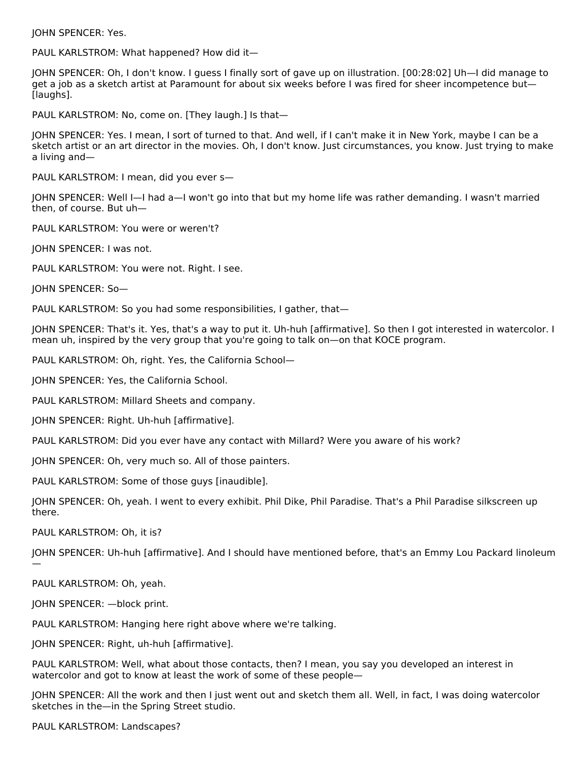JOHN SPENCER: Yes.

PAUL KARLSTROM: What happened? How did it—

JOHN SPENCER: Oh, I don't know. I guess I finally sort of gave up on illustration. [00:28:02] Uh—I did manage to get a job as a sketch artist at Paramount for about six weeks before I was fired for sheer incompetence but—[laughs].

PAUL KARLSTROM: No, come on. [They laugh.] Is that—

JOHN SPENCER: Yes. I mean, I sort of turned to that. And well, if I can't make it in New York, maybe I can be a sketch artist or an art director in the movies. Oh, I don't know. Just circumstances, you know. Just trying to make a living and—

PAUL KARLSTROM: I mean, did you ever s—

JOHN SPENCER: Well I—I had a—I won't go into that but my home life was rather demanding. I wasn't married then, of course. But uh—

PAUL KARLSTROM: You were or weren't?

JOHN SPENCER: I was not.

PAUL KARLSTROM: You were not. Right. I see.

JOHN SPENCER: So—

PAUL KARLSTROM: So you had some responsibilities, I gather, that—

JOHN SPENCER: That's it. Yes, that's a way to put it. Uh-huh [affirmative]. So then I got interested in watercolor. I mean uh, inspired by the very group that you're going to talk on—on that KOCE program.

PAUL KARLSTROM: Oh, right. Yes, the California School—

JOHN SPENCER: Yes, the California School.

PAUL KARLSTROM: Millard Sheets and company.

JOHN SPENCER: Right. Uh-huh [affirmative].

PAUL KARLSTROM: Did you ever have any contact with Millard? Were you aware of his work?

JOHN SPENCER: Oh, very much so. All of those painters.

PAUL KARLSTROM: Some of those guys [inaudible].

JOHN SPENCER: Oh, yeah. I went to every exhibit. Phil Dike, Phil Paradise. That's a Phil Paradise silkscreen up there.

PAUL KARLSTROM: Oh, it is?

JOHN SPENCER: Uh-huh [affirmative]. And I should have mentioned before, that's an Emmy Lou Packard linoleum —

PAUL KARLSTROM: Oh, yeah.

JOHN SPENCER: —block print.

PAUL KARLSTROM: Hanging here right above where we're talking.

JOHN SPENCER: Right, uh-huh [affirmative].

PAUL KARLSTROM: Well, what about those contacts, then? I mean, you say you developed an interest in watercolor and got to know at least the work of some of these people—

JOHN SPENCER: All the work and then I just went out and sketch them all. Well, in fact, I was doing watercolor sketches in the—in the Spring Street studio.

PAUL KARLSTROM: Landscapes?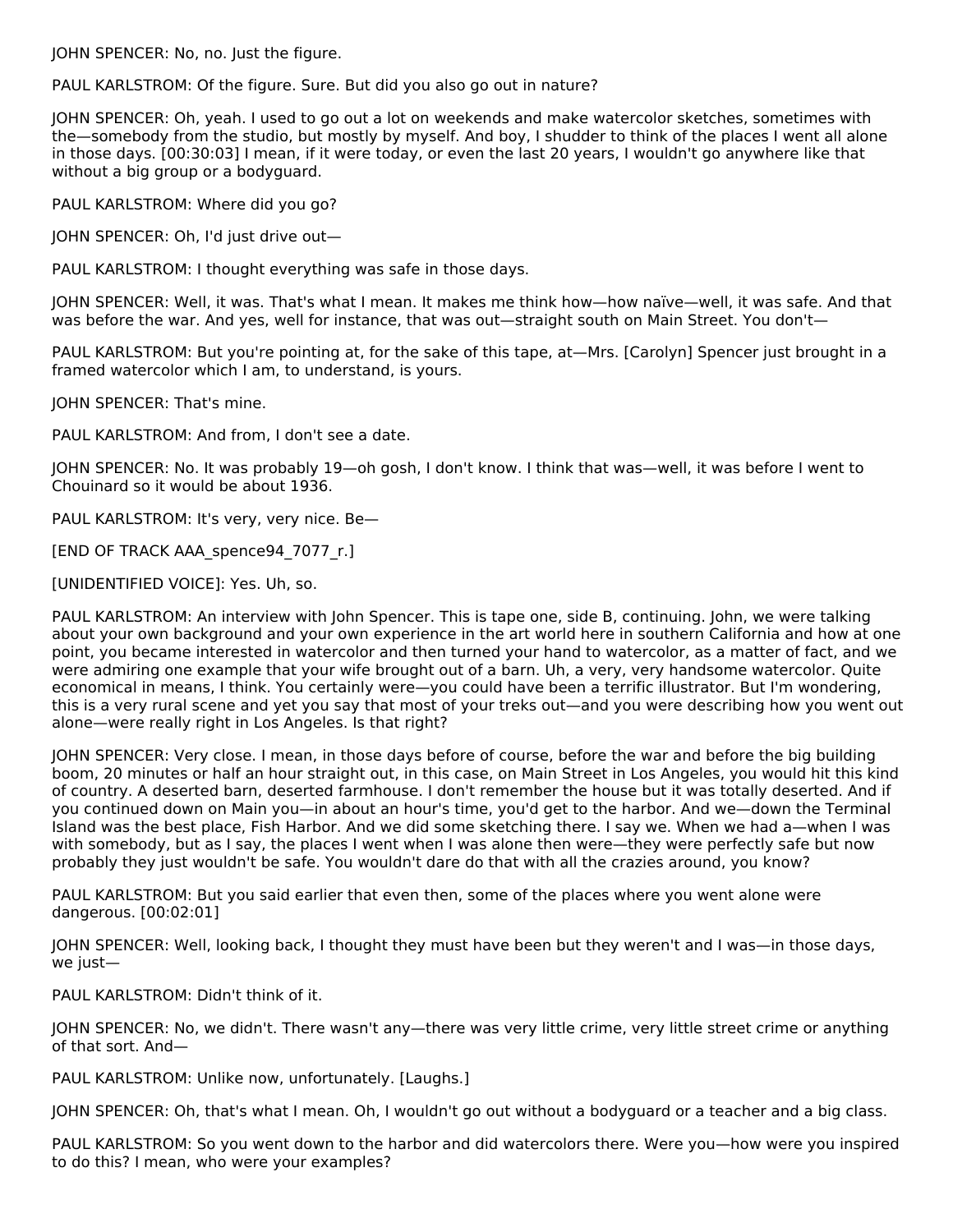JOHN SPENCER: No, no. Just the figure.

PAUL KARLSTROM: Of the figure. Sure. But did you also go out in nature?

JOHN SPENCER: Oh, yeah. I used to go out a lot on weekends and make watercolor sketches, sometimes with the—somebody from the studio, but mostly by myself. And boy, I shudder to think of the places I went all alone in those days. [00:30:03] I mean, if it were today, or even the last 20 years, I wouldn't go anywhere like that without a big group or a bodyguard.

PAUL KARLSTROM: Where did you go?

JOHN SPENCER: Oh, I'd just drive out—

PAUL KARLSTROM: I thought everything was safe in those days.

JOHN SPENCER: Well, it was. That's what I mean. It makes me think how—how naïve—well, it was safe. And that was before the war. And yes, well for instance, that was out—straight south on Main Street. You don't—

PAUL KARLSTROM: But you're pointing at, for the sake of this tape, at—Mrs. [Carolyn] Spencer just brought in a framed watercolor which I am, to understand, is yours.

JOHN SPENCER: That's mine.

PAUL KARLSTROM: And from, I don't see a date.

JOHN SPENCER: No. It was probably 19—oh gosh, I don't know. I think that was—well, it was before I went to Chouinard so it would be about 1936.

PAUL KARLSTROM: It's very, very nice. Be—

[END OF TRACK AAA_spence94_7077_r.]

[UNIDENTIFIED VOICE]: Yes. Uh, so.

PAUL KARLSTROM: An interview with John Spencer. This is tape one, side B, continuing. John, we were talking about your own background and your own experience in the art world here in southern California and how at one point, you became interested in watercolor and then turned your hand to watercolor, as a matter of fact, and we were admiring one example that your wife brought out of a barn. Uh, a very, very handsome watercolor. Quite economical in means, I think. You certainly were—you could have been a terrific illustrator. But I'm wondering, this is a very rural scene and yet you say that most of your treks out—and you were describing how you went out alone—were really right in Los Angeles. Is that right?

JOHN SPENCER: Very close. I mean, in those days before of course, before the war and before the big building boom, 20 minutes or half an hour straight out, in this case, on Main Street in Los Angeles, you would hit this kind of country. A deserted barn, deserted farmhouse. I don't remember the house but it was totally deserted. And if you continued down on Main you—in about an hour's time, you'd get to the harbor. And we—down the Terminal Island was the best place, Fish Harbor. And we did some sketching there. I say we. When we had a—when I was with somebody, but as I say, the places I went when I was alone then were—they were perfectly safe but now probably they just wouldn't be safe. You wouldn't dare do that with all the crazies around, you know?

PAUL KARLSTROM: But you said earlier that even then, some of the places where you went alone were dangerous. [00:02:01]

JOHN SPENCER: Well, looking back, I thought they must have been but they weren't and I was—in those days, we just—

PAUL KARLSTROM: Didn't think of it.

JOHN SPENCER: No, we didn't. There wasn't any—there was very little crime, very little street crime or anything of that sort. And—

PAUL KARLSTROM: Unlike now, unfortunately. [Laughs.]

JOHN SPENCER: Oh, that's what I mean. Oh, I wouldn't go out without a bodyguard or a teacher and a big class.

PAUL KARLSTROM: So you went down to the harbor and did watercolors there. Were you—how were you inspired to do this? I mean, who were your examples?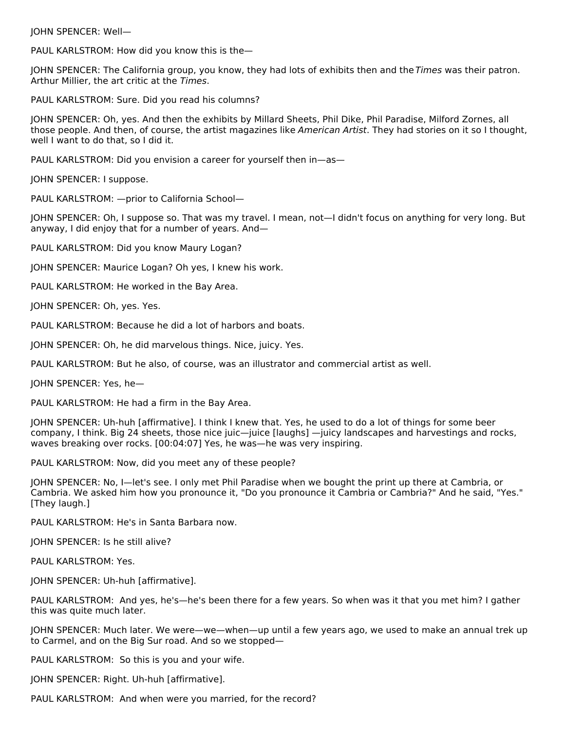JOHN SPENCER: Well—

PAUL KARLSTROM: How did you know this is the—

JOHN SPENCER: The California group, you know, they had lots of exhibits then and the *Times* was their patron. Arthur Millier, the art critic at the *Times*.

PAUL KARLSTROM: Sure. Did you read his columns?

JOHN SPENCER: Oh, yes. And then the exhibits by Millard Sheets, Phil Dike, Phil Paradise, Milford Zornes, all those people. And then, of course, the artist magazines like *American Artist*. They had stories on it so I thought, well I want to do that, so I did it.

PAUL KARLSTROM: Did you envision a career for yourself then in—as—

JOHN SPENCER: I suppose.

PAUL KARLSTROM: —prior to California School—

JOHN SPENCER: Oh, I suppose so. That was my travel. I mean, not—I didn't focus on anything for very long. But anyway, I did enjoy that for a number of years. And—

PAUL KARLSTROM: Did you know Maury Logan?

JOHN SPENCER: Maurice Logan? Oh yes, I knew his work.

PAUL KARLSTROM: He worked in the Bay Area.

JOHN SPENCER: Oh, yes. Yes.

PAUL KARLSTROM: Because he did a lot of harbors and boats.

JOHN SPENCER: Oh, he did marvelous things. Nice, juicy. Yes.

PAUL KARLSTROM: But he also, of course, was an illustrator and commercial artist as well.

JOHN SPENCER: Yes, he—

PAUL KARLSTROM: He had a firm in the Bay Area.

JOHN SPENCER: Uh-huh [affirmative]. I think I knew that. Yes, he used to do a lot of things for some beer company, I think. Big 24 sheets, those nice juic—juice [laughs] —juicy landscapes and harvestings and rocks, waves breaking over rocks. [00:04:07] Yes, he was—he was very inspiring.

PAUL KARLSTROM: Now, did you meet any of these people?

JOHN SPENCER: No, I—let's see. I only met Phil Paradise when we bought the print up there at Cambria, or Cambria. We asked him how you pronounce it, "Do you pronounce it Cambria or Cambria?" And he said, "Yes." [They laugh.]

PAUL KARLSTROM: He's in Santa Barbara now.

JOHN SPENCER: Is he still alive?

PAUL KARLSTROM: Yes.

JOHN SPENCER: Uh-huh [affirmative].

PAUL KARLSTROM: And yes, he's—he's been there for a few years. So when was it that you met him? I gather this was quite much later.

JOHN SPENCER: Much later. We were—we—when—up until a few years ago, we used to make an annual trek up to Carmel, and on the Big Sur road. And so we stopped—

PAUL KARLSTROM: So this is you and your wife.

JOHN SPENCER: Right. Uh-huh [affirmative].

PAUL KARLSTROM: And when were you married, for the record?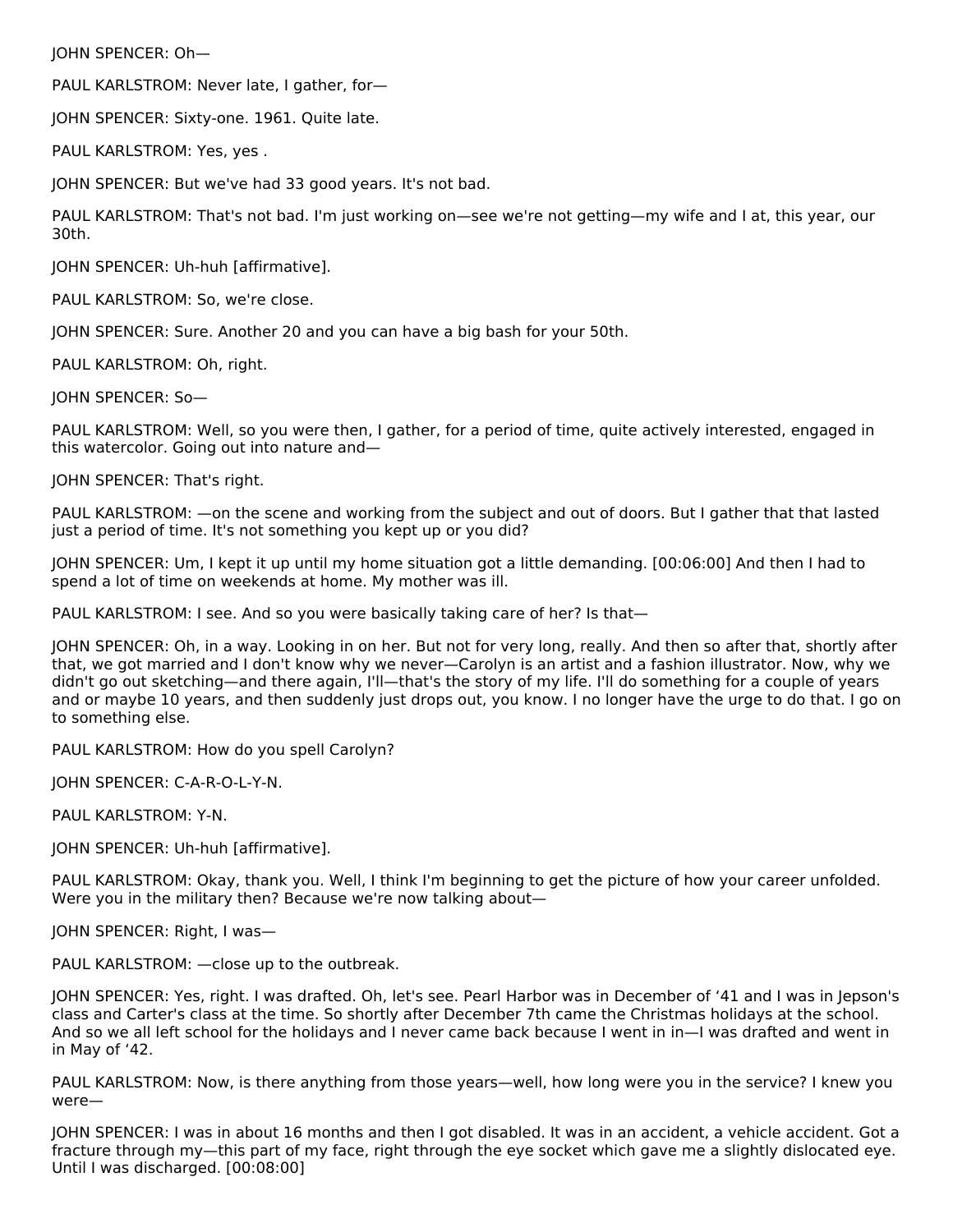JOHN SPENCER: Oh—

PAUL KARLSTROM: Never late, I gather, for—

JOHN SPENCER: Sixty-one. 1961. Quite late.

PAUL KARLSTROM: Yes, yes .

JOHN SPENCER: But we've had 33 good years. It's not bad.

PAUL KARLSTROM: That's not bad. I'm just working on—see we're not getting—my wife and I at, this year, our 30th.

JOHN SPENCER: Uh-huh [affirmative].

PAUL KARLSTROM: So, we're close.

JOHN SPENCER: Sure. Another 20 and you can have a big bash for your 50th.

PAUL KARLSTROM: Oh, right.

JOHN SPENCER: So—

PAUL KARLSTROM: Well, so you were then, I gather, for a period of time, quite actively interested, engaged in this watercolor. Going out into nature and—

JOHN SPENCER: That's right.

PAUL KARLSTROM: —on the scene and working from the subject and out of doors. But I gather that that lasted just a period of time. It's not something you kept up or you did?

JOHN SPENCER: Um, I kept it up until my home situation got a little demanding. [00:06:00] And then I had to spend a lot of time on weekends at home. My mother was ill.

PAUL KARLSTROM: I see. And so you were basically taking care of her? Is that—

JOHN SPENCER: Oh, in a way. Looking in on her. But not for very long, really. And then so after that, shortly after that, we got married and I don't know why we never—Carolyn is an artist and a fashion illustrator. Now, why we didn't go out sketching—and there again, I'll—that's the story of my life. I'll do something for a couple of years and or maybe 10 years, and then suddenly just drops out, you know. I no longer have the urge to do that. I go on to something else.

PAUL KARLSTROM: How do you spell Carolyn?

JOHN SPENCER: C-A-R-O-L-Y-N.

PAUL KARLSTROM: Y-N.

JOHN SPENCER: Uh-huh [affirmative].

PAUL KARLSTROM: Okay, thank you. Well, I think I'm beginning to get the picture of how your career unfolded. Were you in the military then? Because we're now talking about—

JOHN SPENCER: Right, I was—

PAUL KARLSTROM: —close up to the outbreak.

JOHN SPENCER: Yes, right. I was drafted. Oh, let's see. Pearl Harbor was in December of '41 and I was in Jepson's class and Carter's class at the time. So shortly after December 7th came the Christmas holidays at the school. And so we all left school for the holidays and I never came back because I went in in—I was drafted and went in in May of '42.

PAUL KARLSTROM: Now, is there anything from those years—well, how long were you in the service? I knew you were—

JOHN SPENCER: I was in about 16 months and then I got disabled. It was in an accident, a vehicle accident. Got a fracture through my—this part of my face, right through the eye socket which gave me a slightly dislocated eye. Until I was discharged. [00:08:00]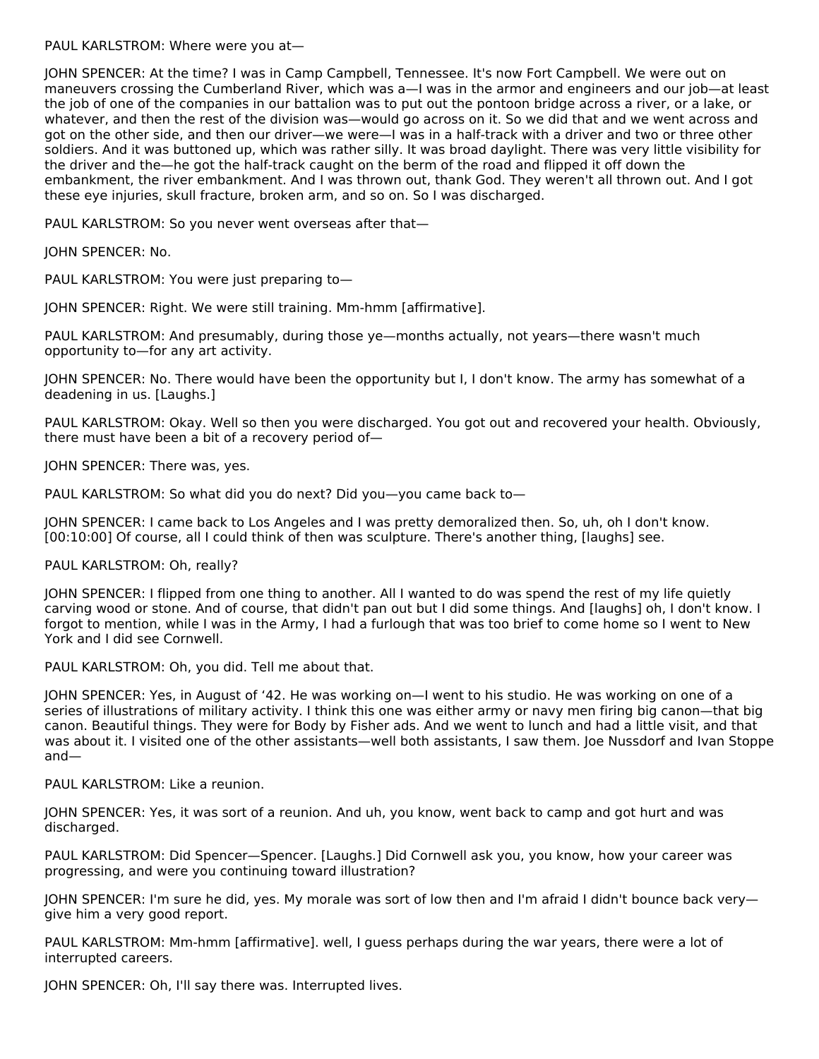PAUL KARLSTROM: Where were you at—

JOHN SPENCER: At the time? I was in Camp Campbell, Tennessee. It's now Fort Campbell. We were out on maneuvers crossing the Cumberland River, which was a—I was in the armor and engineers and our job—at least the job of one of the companies in our battalion was to put out the pontoon bridge across a river, or a lake, or whatever, and then the rest of the division was—would go across on it. So we did that and we went across and got on the other side, and then our driver—we were—I was in a half-track with a driver and two or three other soldiers. And it was buttoned up, which was rather silly. It was broad daylight. There was very little visibility for the driver and the—he got the half-track caught on the berm of the road and flipped it off down the embankment, the river embankment. And I was thrown out, thank God. They weren't all thrown out. And I got these eye injuries, skull fracture, broken arm, and so on. So I was discharged.

PAUL KARLSTROM: So you never went overseas after that—

JOHN SPENCER: No.

PAUL KARLSTROM: You were just preparing to—

JOHN SPENCER: Right. We were still training. Mm-hmm [affirmative].

PAUL KARLSTROM: And presumably, during those ye—months actually, not years—there wasn't much opportunity to—for any art activity.

JOHN SPENCER: No. There would have been the opportunity but I, I don't know. The army has somewhat of a deadening in us. [Laughs.]

PAUL KARLSTROM: Okay. Well so then you were discharged. You got out and recovered your health. Obviously, there must have been a bit of a recovery period of—

JOHN SPENCER: There was, yes.

PAUL KARLSTROM: So what did you do next? Did you—you came back to—

JOHN SPENCER: I came back to Los Angeles and I was pretty demoralized then. So, uh, oh I don't know. [00:10:00] Of course, all I could think of then was sculpture. There's another thing, [laughs] see.

PAUL KARLSTROM: Oh, really?

JOHN SPENCER: I flipped from one thing to another. All I wanted to do was spend the rest of my life quietly carving wood or stone. And of course, that didn't pan out but I did some things. And [laughs] oh, I don't know. I forgot to mention, while I was in the Army, I had a furlough that was too brief to come home so I went to New York and I did see Cornwell.

PAUL KARLSTROM: Oh, you did. Tell me about that.

JOHN SPENCER: Yes, in August of '42. He was working on—I went to his studio. He was working on one of a series of illustrations of military activity. I think this one was either army or navy men firing big canon—that big canon. Beautiful things. They were for Body by Fisher ads. And we went to lunch and had a little visit, and that was about it. I visited one of the other assistants—well both assistants, I saw them. Joe Nussdorf and Ivan Stoppe and—

PAUL KARLSTROM: Like a reunion.

JOHN SPENCER: Yes, it was sort of a reunion. And uh, you know, went back to camp and got hurt and was discharged.

PAUL KARLSTROM: Did Spencer—Spencer. [Laughs.] Did Cornwell ask you, you know, how your career was progressing, and were you continuing toward illustration?

JOHN SPENCER: I'm sure he did, yes. My morale was sort of low then and I'm afraid I didn't bounce back very—give him a very good report.

PAUL KARLSTROM: Mm-hmm [affirmative]. well, I guess perhaps during the war years, there were a lot of interrupted careers.

JOHN SPENCER: Oh, I'll say there was. Interrupted lives.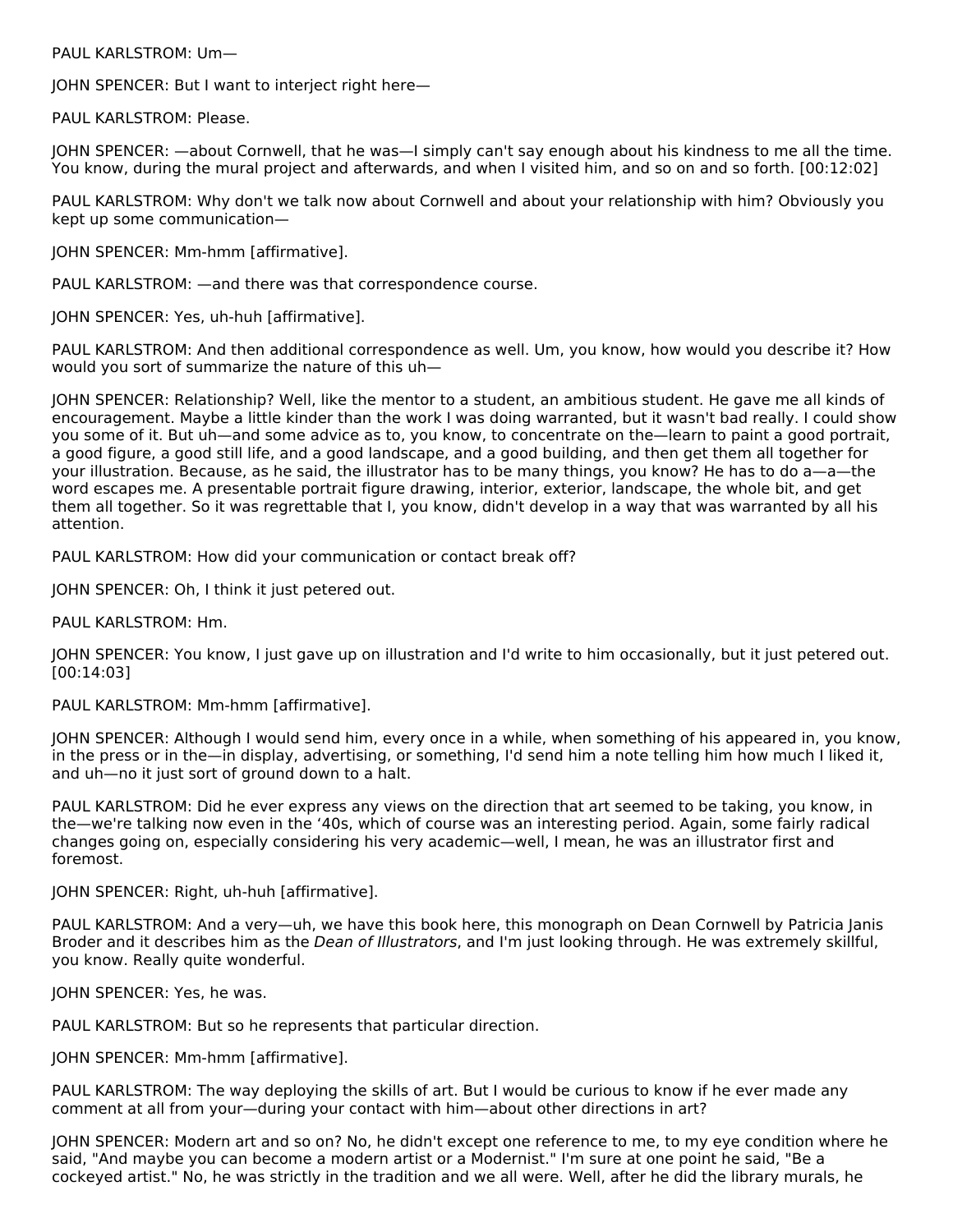PAUL KARLSTROM: Um—

JOHN SPENCER: But I want to interject right here—

PAUL KARLSTROM: Please.

JOHN SPENCER: —about Cornwell, that he was—I simply can't say enough about his kindness to me all the time. You know, during the mural project and afterwards, and when I visited him, and so on and so forth. [00:12:02]

PAUL KARLSTROM: Why don't we talk now about Cornwell and about your relationship with him? Obviously you kept up some communication—

JOHN SPENCER: Mm-hmm [affirmative].

PAUL KARLSTROM: —and there was that correspondence course.

JOHN SPENCER: Yes, uh-huh [affirmative].

PAUL KARLSTROM: And then additional correspondence as well. Um, you know, how would you describe it? How would you sort of summarize the nature of this uh—

JOHN SPENCER: Relationship? Well, like the mentor to a student, an ambitious student. He gave me all kinds of encouragement. Maybe a little kinder than the work I was doing warranted, but it wasn't bad really. I could show you some of it. But uh—and some advice as to, you know, to concentrate on the—learn to paint a good portrait, a good figure, a good still life, and a good landscape, and a good building, and then get them all together for your illustration. Because, as he said, the illustrator has to be many things, you know? He has to do a—a—the word escapes me. A presentable portrait figure drawing, interior, exterior, landscape, the whole bit, and get them all together. So it was regrettable that I, you know, didn't develop in a way that was warranted by all his attention.

PAUL KARLSTROM: How did your communication or contact break off?

JOHN SPENCER: Oh, I think it just petered out.

PAUL KARLSTROM: Hm.

JOHN SPENCER: You know, I just gave up on illustration and I'd write to him occasionally, but it just petered out. [00:14:03]

PAUL KARLSTROM: Mm-hmm [affirmative].

JOHN SPENCER: Although I would send him, every once in a while, when something of his appeared in, you know, in the press or in the—in display, advertising, or something, I'd send him a note telling him how much I liked it, and uh—no it just sort of ground down to a halt.

PAUL KARLSTROM: Did he ever express any views on the direction that art seemed to be taking, you know, in the—we're talking now even in the '40s, which of course was an interesting period. Again, some fairly radical changes going on, especially considering his very academic—well, I mean, he was an illustrator first and foremost.

JOHN SPENCER: Right, uh-huh [affirmative].

PAUL KARLSTROM: And a very—uh, we have this book here, this monograph on Dean Cornwell by Patricia Janis Broder and it describes him as the *Dean of Illustrators*, and I'm just looking through. He was extremely skillful, you know. Really quite wonderful.

JOHN SPENCER: Yes, he was.

PAUL KARLSTROM: But so he represents that particular direction.

JOHN SPENCER: Mm-hmm [affirmative].

PAUL KARLSTROM: The way deploying the skills of art. But I would be curious to know if he ever made any comment at all from your—during your contact with him—about other directions in art?

JOHN SPENCER: Modern art and so on? No, he didn't except one reference to me, to my eye condition where he said, "And maybe you can become a modern artist or a Modernist." I'm sure at one point he said, "Be a cockeyed artist." No, he was strictly in the tradition and we all were. Well, after he did the library murals, he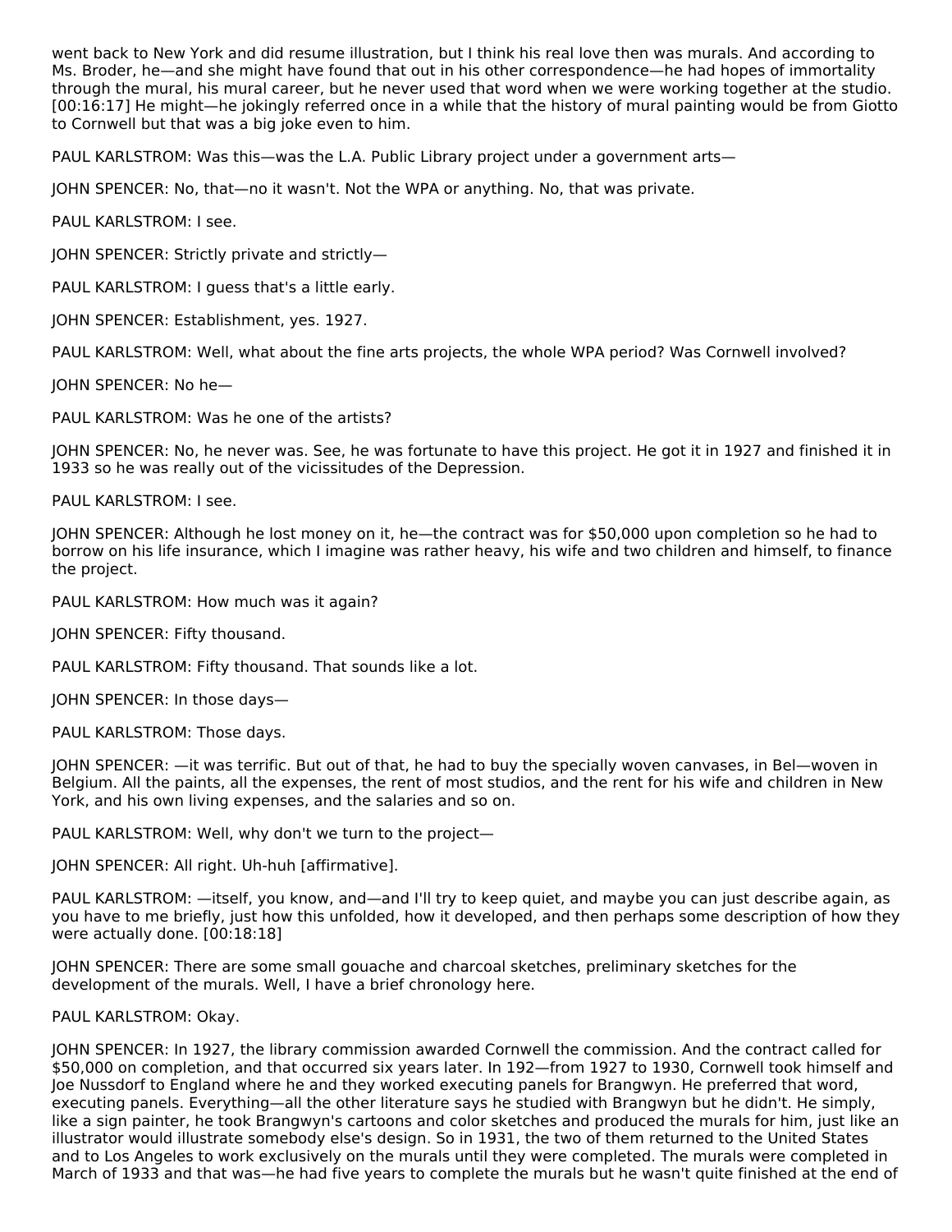went back to New York and did resume illustration, but I think his real love then was murals. And according to Ms. Broder, he—and she might have found that out in his other correspondence—he had hopes of immortality through the mural, his mural career, but he never used that word when we were working together at the studio. [00:16:17] He might—he jokingly referred once in a while that the history of mural painting would be from Giotto to Cornwell but that was a big joke even to him.

PAUL KARLSTROM: Was this—was the L.A. Public Library project under a government arts—

JOHN SPENCER: No, that—no it wasn't. Not the WPA or anything. No, that was private.

PAUL KARLSTROM: I see.

JOHN SPENCER: Strictly private and strictly—

PAUL KARLSTROM: I guess that's a little early.

JOHN SPENCER: Establishment, yes. 1927.

PAUL KARLSTROM: Well, what about the fine arts projects, the whole WPA period? Was Cornwell involved?

JOHN SPENCER: No he—

PAUL KARLSTROM: Was he one of the artists?

JOHN SPENCER: No, he never was. See, he was fortunate to have this project. He got it in 1927 and finished it in 1933 so he was really out of the vicissitudes of the Depression.

PAUL KARLSTROM: I see.

JOHN SPENCER: Although he lost money on it, he—the contract was for $50,000 upon completion so he had to borrow on his life insurance, which I imagine was rather heavy, his wife and two children and himself, to finance the project.

PAUL KARLSTROM: How much was it again?

JOHN SPENCER: Fifty thousand.

PAUL KARLSTROM: Fifty thousand. That sounds like a lot.

JOHN SPENCER: In those days—

PAUL KARLSTROM: Those days.

JOHN SPENCER: —it was terrific. But out of that, he had to buy the specially woven canvases, in Bel—woven in Belgium. All the paints, all the expenses, the rent of most studios, and the rent for his wife and children in New York, and his own living expenses, and the salaries and so on.

PAUL KARLSTROM: Well, why don't we turn to the project—

JOHN SPENCER: All right. Uh-huh [affirmative].

PAUL KARLSTROM: —itself, you know, and—and I'll try to keep quiet, and maybe you can just describe again, as you have to me briefly, just how this unfolded, how it developed, and then perhaps some description of how they were actually done. [00:18:18]

JOHN SPENCER: There are some small gouache and charcoal sketches, preliminary sketches for the development of the murals. Well, I have a brief chronology here.

PAUL KARLSTROM: Okay.

JOHN SPENCER: In 1927, the library commission awarded Cornwell the commission. And the contract called for $50,000 on completion, and that occurred six years later. In 192—from 1927 to 1930, Cornwell took himself and Joe Nussdorf to England where he and they worked executing panels for Brangwyn. He preferred that word, executing panels. Everything—all the other literature says he studied with Brangwyn but he didn't. He simply, like a sign painter, he took Brangwyn's cartoons and color sketches and produced the murals for him, just like an illustrator would illustrate somebody else's design. So in 1931, the two of them returned to the United States and to Los Angeles to work exclusively on the murals until they were completed. The murals were completed in March of 1933 and that was—he had five years to complete the murals but he wasn't quite finished at the end of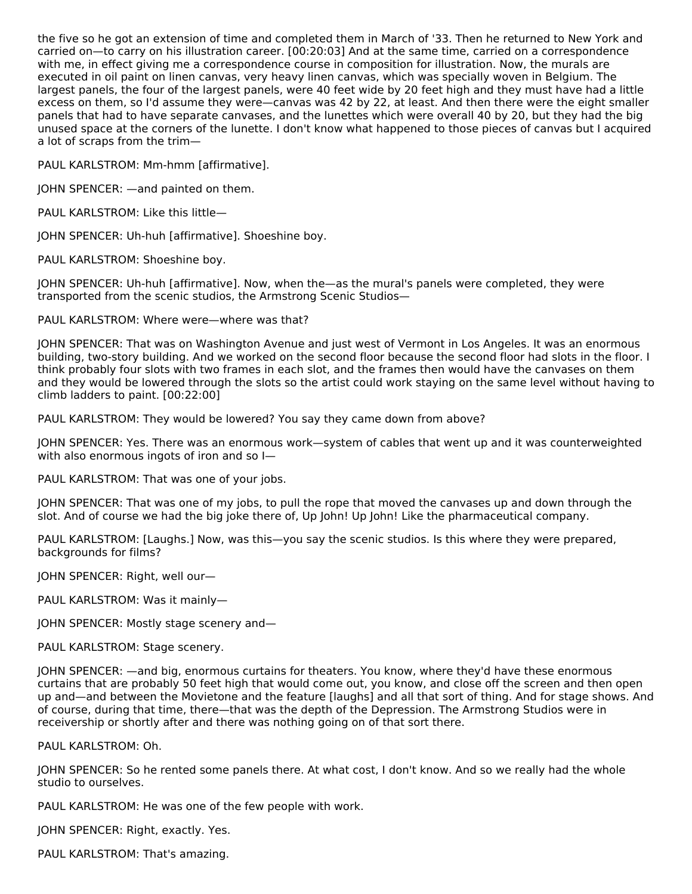the five so he got an extension of time and completed them in March of '33. Then he returned to New York and carried on—to carry on his illustration career. [00:20:03] And at the same time, carried on a correspondence with me, in effect giving me a correspondence course in composition for illustration. Now, the murals are executed in oil paint on linen canvas, very heavy linen canvas, which was specially woven in Belgium. The largest panels, the four of the largest panels, were 40 feet wide by 20 feet high and they must have had a little excess on them, so I'd assume they were—canvas was 42 by 22, at least. And then there were the eight smaller panels that had to have separate canvases, and the lunettes which were overall 40 by 20, but they had the big unused space at the corners of the lunette. I don't know what happened to those pieces of canvas but I acquired a lot of scraps from the trim—

PAUL KARLSTROM: Mm-hmm [affirmative].

JOHN SPENCER: —and painted on them.

PAUL KARLSTROM: Like this little—

JOHN SPENCER: Uh-huh [affirmative]. Shoeshine boy.

PAUL KARLSTROM: Shoeshine boy.

JOHN SPENCER: Uh-huh [affirmative]. Now, when the—as the mural's panels were completed, they were transported from the scenic studios, the Armstrong Scenic Studios—

PAUL KARLSTROM: Where were—where was that?

JOHN SPENCER: That was on Washington Avenue and just west of Vermont in Los Angeles. It was an enormous building, two-story building. And we worked on the second floor because the second floor had slots in the floor. I think probably four slots with two frames in each slot, and the frames then would have the canvases on them and they would be lowered through the slots so the artist could work staying on the same level without having to climb ladders to paint. [00:22:00]

PAUL KARLSTROM: They would be lowered? You say they came down from above?

JOHN SPENCER: Yes. There was an enormous work—system of cables that went up and it was counterweighted with also enormous ingots of iron and so I—

PAUL KARLSTROM: That was one of your jobs.

JOHN SPENCER: That was one of my jobs, to pull the rope that moved the canvases up and down through the slot. And of course we had the big joke there of, Up John! Up John! Like the pharmaceutical company.

PAUL KARLSTROM: [Laughs.] Now, was this—you say the scenic studios. Is this where they were prepared, backgrounds for films?

JOHN SPENCER: Right, well our—

PAUL KARLSTROM: Was it mainly—

JOHN SPENCER: Mostly stage scenery and—

PAUL KARLSTROM: Stage scenery.

JOHN SPENCER: —and big, enormous curtains for theaters. You know, where they'd have these enormous curtains that are probably 50 feet high that would come out, you know, and close off the screen and then open up and—and between the Movietone and the feature [laughs] and all that sort of thing. And for stage shows. And of course, during that time, there—that was the depth of the Depression. The Armstrong Studios were in receivership or shortly after and there was nothing going on of that sort there.

PAUL KARLSTROM: Oh.

JOHN SPENCER: So he rented some panels there. At what cost, I don't know. And so we really had the whole studio to ourselves.

PAUL KARLSTROM: He was one of the few people with work.

JOHN SPENCER: Right, exactly. Yes.

PAUL KARLSTROM: That's amazing.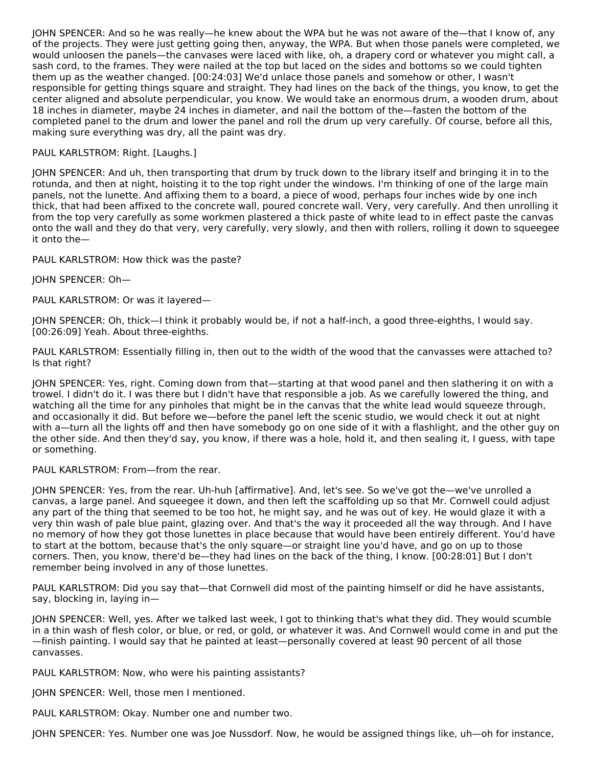JOHN SPENCER: And so he was really—he knew about the WPA but he was not aware of the—that I know of, any of the projects. They were just getting going then, anyway, the WPA. But when those panels were completed, we would unloosen the panels—the canvases were laced with like, oh, a drapery cord or whatever you might call, a sash cord, to the frames. They were nailed at the top but laced on the sides and bottoms so we could tighten them up as the weather changed. [00:24:03] We'd unlace those panels and somehow or other, I wasn't responsible for getting things square and straight. They had lines on the back of the things, you know, to get the center aligned and absolute perpendicular, you know. We would take an enormous drum, a wooden drum, about 18 inches in diameter, maybe 24 inches in diameter, and nail the bottom of the—fasten the bottom of the completed panel to the drum and lower the panel and roll the drum up very carefully. Of course, before all this, making sure everything was dry, all the paint was dry.

PAUL KARLSTROM: Right. [Laughs.]

JOHN SPENCER: And uh, then transporting that drum by truck down to the library itself and bringing it in to the rotunda, and then at night, hoisting it to the top right under the windows. I'm thinking of one of the large main panels, not the lunette. And affixing them to a board, a piece of wood, perhaps four inches wide by one inch thick, that had been affixed to the concrete wall, poured concrete wall. Very, very carefully. And then unrolling it from the top very carefully as some workmen plastered a thick paste of white lead to in effect paste the canvas onto the wall and they do that very, very carefully, very slowly, and then with rollers, rolling it down to squeegee it onto the—

PAUL KARLSTROM: How thick was the paste?

JOHN SPENCER: Oh—

PAUL KARLSTROM: Or was it layered—

JOHN SPENCER: Oh, thick—I think it probably would be, if not a half-inch, a good three-eighths, I would say. [00:26:09] Yeah. About three-eighths.

PAUL KARLSTROM: Essentially filling in, then out to the width of the wood that the canvasses were attached to? Is that right?

JOHN SPENCER: Yes, right. Coming down from that—starting at that wood panel and then slathering it on with a trowel. I didn't do it. I was there but I didn't have that responsible a job. As we carefully lowered the thing, and watching all the time for any pinholes that might be in the canvas that the white lead would squeeze through, and occasionally it did. But before we—before the panel left the scenic studio, we would check it out at night with a—turn all the lights off and then have somebody go on one side of it with a flashlight, and the other guy on the other side. And then they'd say, you know, if there was a hole, hold it, and then sealing it, I guess, with tape or something.

PAUL KARLSTROM: From—from the rear.

JOHN SPENCER: Yes, from the rear. Uh-huh [affirmative]. And, let's see. So we've got the—we've unrolled a canvas, a large panel. And squeegee it down, and then left the scaffolding up so that Mr. Cornwell could adjust any part of the thing that seemed to be too hot, he might say, and he was out of key. He would glaze it with a very thin wash of pale blue paint, glazing over. And that's the way it proceeded all the way through. And I have no memory of how they got those lunettes in place because that would have been entirely different. You'd have to start at the bottom, because that's the only square—or straight line you'd have, and go on up to those corners. Then, you know, there'd be—they had lines on the back of the thing, I know. [00:28:01] But I don't remember being involved in any of those lunettes.

PAUL KARLSTROM: Did you say that—that Cornwell did most of the painting himself or did he have assistants, say, blocking in, laying in—

JOHN SPENCER: Well, yes. After we talked last week, I got to thinking that's what they did. They would scumble in a thin wash of flesh color, or blue, or red, or gold, or whatever it was. And Cornwell would come in and put the —finish painting. I would say that he painted at least—personally covered at least 90 percent of all those canvasses.

PAUL KARLSTROM: Now, who were his painting assistants?

JOHN SPENCER: Well, those men I mentioned.

PAUL KARLSTROM: Okay. Number one and number two.

JOHN SPENCER: Yes. Number one was Joe Nussdorf. Now, he would be assigned things like, uh—oh for instance,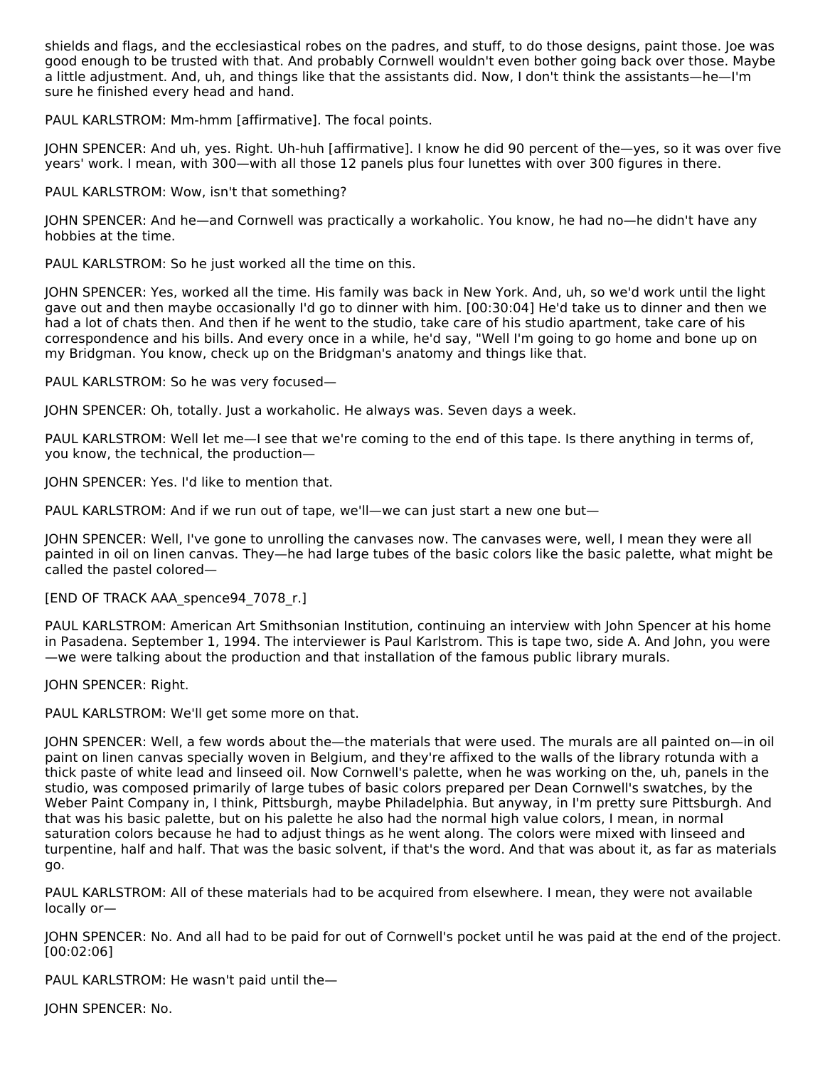shields and flags, and the ecclesiastical robes on the padres, and stuff, to do those designs, paint those. Joe was good enough to be trusted with that. And probably Cornwell wouldn't even bother going back over those. Maybe a little adjustment. And, uh, and things like that the assistants did. Now, I don't think the assistants—he—I'm sure he finished every head and hand.

PAUL KARLSTROM: Mm-hmm [affirmative]. The focal points.

JOHN SPENCER: And uh, yes. Right. Uh-huh [affirmative]. I know he did 90 percent of the—yes, so it was over five years' work. I mean, with 300—with all those 12 panels plus four lunettes with over 300 figures in there.

PAUL KARLSTROM: Wow, isn't that something?

JOHN SPENCER: And he—and Cornwell was practically a workaholic. You know, he had no—he didn't have any hobbies at the time.

PAUL KARLSTROM: So he just worked all the time on this.

JOHN SPENCER: Yes, worked all the time. His family was back in New York. And, uh, so we'd work until the light gave out and then maybe occasionally I'd go to dinner with him. [00:30:04] He'd take us to dinner and then we had a lot of chats then. And then if he went to the studio, take care of his studio apartment, take care of his correspondence and his bills. And every once in a while, he'd say, "Well I'm going to go home and bone up on my Bridgman. You know, check up on the Bridgman's anatomy and things like that.

PAUL KARLSTROM: So he was very focused—

JOHN SPENCER: Oh, totally. Just a workaholic. He always was. Seven days a week.

PAUL KARLSTROM: Well let me—I see that we're coming to the end of this tape. Is there anything in terms of, you know, the technical, the production—

JOHN SPENCER: Yes. I'd like to mention that.

PAUL KARLSTROM: And if we run out of tape, we'll—we can just start a new one but—

JOHN SPENCER: Well, I've gone to unrolling the canvases now. The canvases were, well, I mean they were all painted in oil on linen canvas. They—he had large tubes of the basic colors like the basic palette, what might be called the pastel colored—

[END OF TRACK AAA_spence94_7078_r.]

PAUL KARLSTROM: American Art Smithsonian Institution, continuing an interview with John Spencer at his home in Pasadena. September 1, 1994. The interviewer is Paul Karlstrom. This is tape two, side A. And John, you were—we were talking about the production and that installation of the famous public library murals.

JOHN SPENCER: Right.

PAUL KARLSTROM: We'll get some more on that.

JOHN SPENCER: Well, a few words about the—the materials that were used. The murals are all painted on—in oil paint on linen canvas specially woven in Belgium, and they're affixed to the walls of the library rotunda with a thick paste of white lead and linseed oil. Now Cornwell's palette, when he was working on the, uh, panels in the studio, was composed primarily of large tubes of basic colors prepared per Dean Cornwell's swatches, by the Weber Paint Company in, I think, Pittsburgh, maybe Philadelphia. But anyway, in I'm pretty sure Pittsburgh. And that was his basic palette, but on his palette he also had the normal high value colors, I mean, in normal saturation colors because he had to adjust things as he went along. The colors were mixed with linseed and turpentine, half and half. That was the basic solvent, if that's the word. And that was about it, as far as materials go.

PAUL KARLSTROM: All of these materials had to be acquired from elsewhere. I mean, they were not available locally or—

JOHN SPENCER: No. And all had to be paid for out of Cornwell's pocket until he was paid at the end of the project. [00:02:06]

PAUL KARLSTROM: He wasn't paid until the—

JOHN SPENCER: No.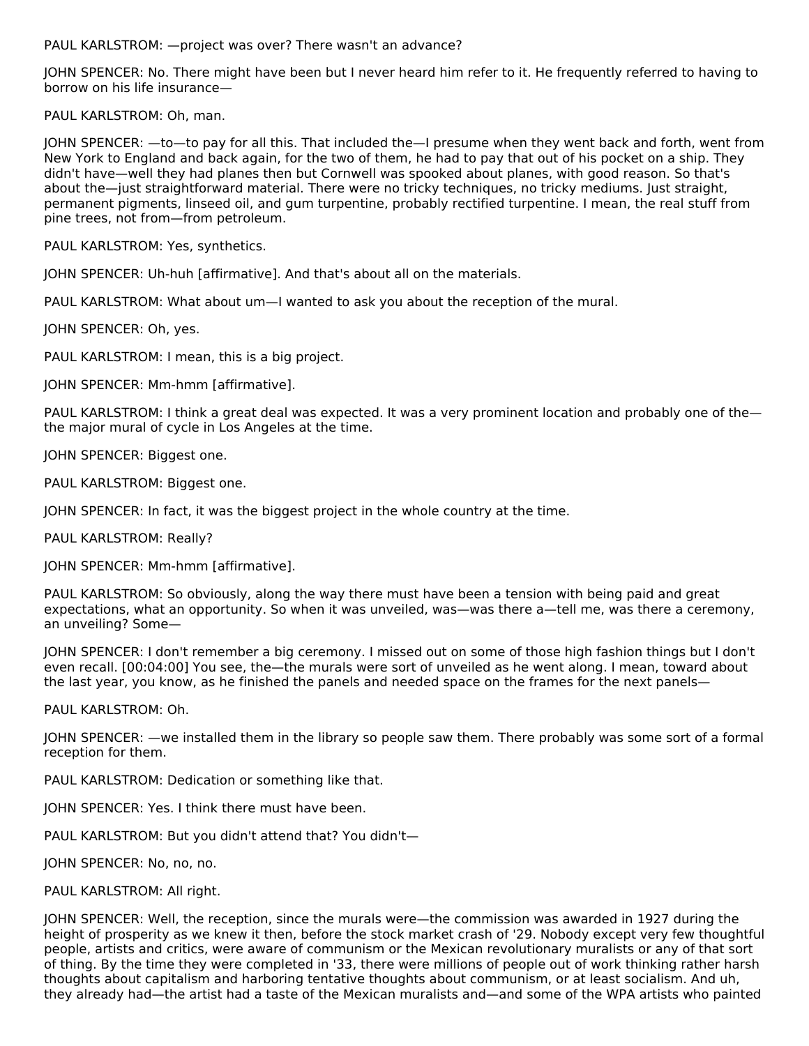PAUL KARLSTROM: —project was over? There wasn't an advance?

JOHN SPENCER: No. There might have been but I never heard him refer to it. He frequently referred to having to borrow on his life insurance—

PAUL KARLSTROM: Oh, man.

JOHN SPENCER: —to—to pay for all this. That included the—I presume when they went back and forth, went from New York to England and back again, for the two of them, he had to pay that out of his pocket on a ship. They didn't have—well they had planes then but Cornwell was spooked about planes, with good reason. So that's about the—just straightforward material. There were no tricky techniques, no tricky mediums. Just straight, permanent pigments, linseed oil, and gum turpentine, probably rectified turpentine. I mean, the real stuff from pine trees, not from—from petroleum.

PAUL KARLSTROM: Yes, synthetics.

JOHN SPENCER: Uh-huh [affirmative]. And that's about all on the materials.

PAUL KARLSTROM: What about um—I wanted to ask you about the reception of the mural.

JOHN SPENCER: Oh, yes.

PAUL KARLSTROM: I mean, this is a big project.

JOHN SPENCER: Mm-hmm [affirmative].

PAUL KARLSTROM: I think a great deal was expected. It was a very prominent location and probably one of the—the major mural of cycle in Los Angeles at the time.

JOHN SPENCER: Biggest one.

PAUL KARLSTROM: Biggest one.

JOHN SPENCER: In fact, it was the biggest project in the whole country at the time.

PAUL KARLSTROM: Really?

JOHN SPENCER: Mm-hmm [affirmative].

PAUL KARLSTROM: So obviously, along the way there must have been a tension with being paid and great expectations, what an opportunity. So when it was unveiled, was—was there a—tell me, was there a ceremony, an unveiling? Some—

JOHN SPENCER: I don't remember a big ceremony. I missed out on some of those high fashion things but I don't even recall. [00:04:00] You see, the—the murals were sort of unveiled as he went along. I mean, toward about the last year, you know, as he finished the panels and needed space on the frames for the next panels—

PAUL KARLSTROM: Oh.

JOHN SPENCER: —we installed them in the library so people saw them. There probably was some sort of a formal reception for them.

PAUL KARLSTROM: Dedication or something like that.

JOHN SPENCER: Yes. I think there must have been.

PAUL KARLSTROM: But you didn't attend that? You didn't—

JOHN SPENCER: No, no, no.

PAUL KARLSTROM: All right.

JOHN SPENCER: Well, the reception, since the murals were—the commission was awarded in 1927 during the height of prosperity as we knew it then, before the stock market crash of '29. Nobody except very few thoughtful people, artists and critics, were aware of communism or the Mexican revolutionary muralists or any of that sort of thing. By the time they were completed in '33, there were millions of people out of work thinking rather harsh thoughts about capitalism and harboring tentative thoughts about communism, or at least socialism. And uh, they already had—the artist had a taste of the Mexican muralists and—and some of the WPA artists who painted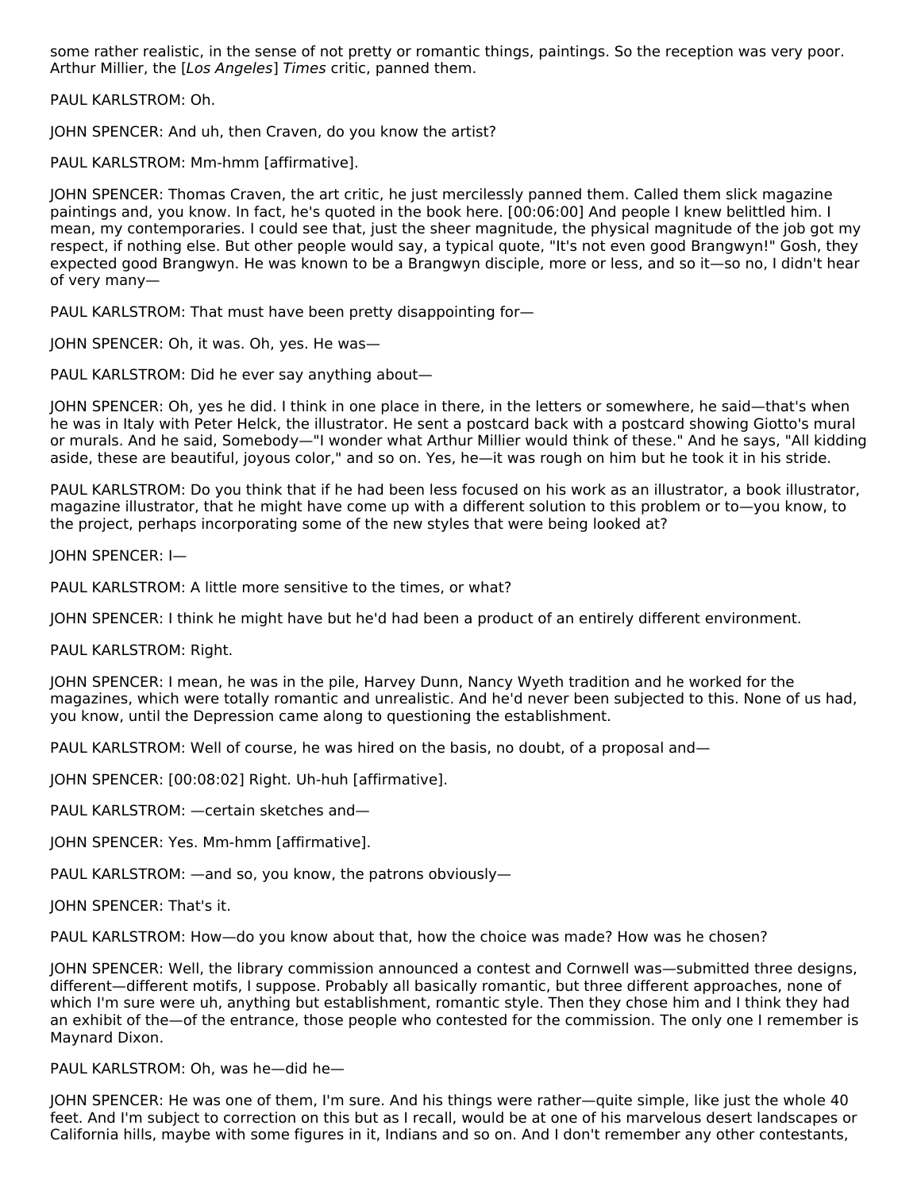some rather realistic, in the sense of not pretty or romantic things, paintings. So the reception was very poor. Arthur Millier, the [*Los Angeles*] *Times* critic, panned them.

PAUL KARLSTROM: Oh.

JOHN SPENCER: And uh, then Craven, do you know the artist?

PAUL KARLSTROM: Mm-hmm [affirmative].

JOHN SPENCER: Thomas Craven, the art critic, he just mercilessly panned them. Called them slick magazine paintings and, you know. In fact, he's quoted in the book here. [00:06:00] And people I knew belittled him. I mean, my contemporaries. I could see that, just the sheer magnitude, the physical magnitude of the job got my respect, if nothing else. But other people would say, a typical quote, "It's not even good Brangwyn!" Gosh, they expected good Brangwyn. He was known to be a Brangwyn disciple, more or less, and so it—so no, I didn't hear of very many—

PAUL KARLSTROM: That must have been pretty disappointing for—

JOHN SPENCER: Oh, it was. Oh, yes. He was—

PAUL KARLSTROM: Did he ever say anything about—

JOHN SPENCER: Oh, yes he did. I think in one place in there, in the letters or somewhere, he said—that's when he was in Italy with Peter Helck, the illustrator. He sent a postcard back with a postcard showing Giotto's mural or murals. And he said, Somebody—"I wonder what Arthur Millier would think of these." And he says, "All kidding aside, these are beautiful, joyous color," and so on. Yes, he—it was rough on him but he took it in his stride.

PAUL KARLSTROM: Do you think that if he had been less focused on his work as an illustrator, a book illustrator, magazine illustrator, that he might have come up with a different solution to this problem or to—you know, to the project, perhaps incorporating some of the new styles that were being looked at?

JOHN SPENCER: I—

PAUL KARLSTROM: A little more sensitive to the times, or what?

JOHN SPENCER: I think he might have but he'd had been a product of an entirely different environment.

PAUL KARLSTROM: Right.

JOHN SPENCER: I mean, he was in the pile, Harvey Dunn, Nancy Wyeth tradition and he worked for the magazines, which were totally romantic and unrealistic. And he'd never been subjected to this. None of us had, you know, until the Depression came along to questioning the establishment.

PAUL KARLSTROM: Well of course, he was hired on the basis, no doubt, of a proposal and—

JOHN SPENCER: [00:08:02] Right. Uh-huh [affirmative].

PAUL KARLSTROM: —certain sketches and—

JOHN SPENCER: Yes. Mm-hmm [affirmative].

PAUL KARLSTROM: —and so, you know, the patrons obviously—

JOHN SPENCER: That's it.

PAUL KARLSTROM: How—do you know about that, how the choice was made? How was he chosen?

JOHN SPENCER: Well, the library commission announced a contest and Cornwell was—submitted three designs, different—different motifs, I suppose. Probably all basically romantic, but three different approaches, none of which I'm sure were uh, anything but establishment, romantic style. Then they chose him and I think they had an exhibit of the—of the entrance, those people who contested for the commission. The only one I remember is Maynard Dixon.

PAUL KARLSTROM: Oh, was he—did he—

JOHN SPENCER: He was one of them, I'm sure. And his things were rather—quite simple, like just the whole 40 feet. And I'm subject to correction on this but as I recall, would be at one of his marvelous desert landscapes or California hills, maybe with some figures in it, Indians and so on. And I don't remember any other contestants,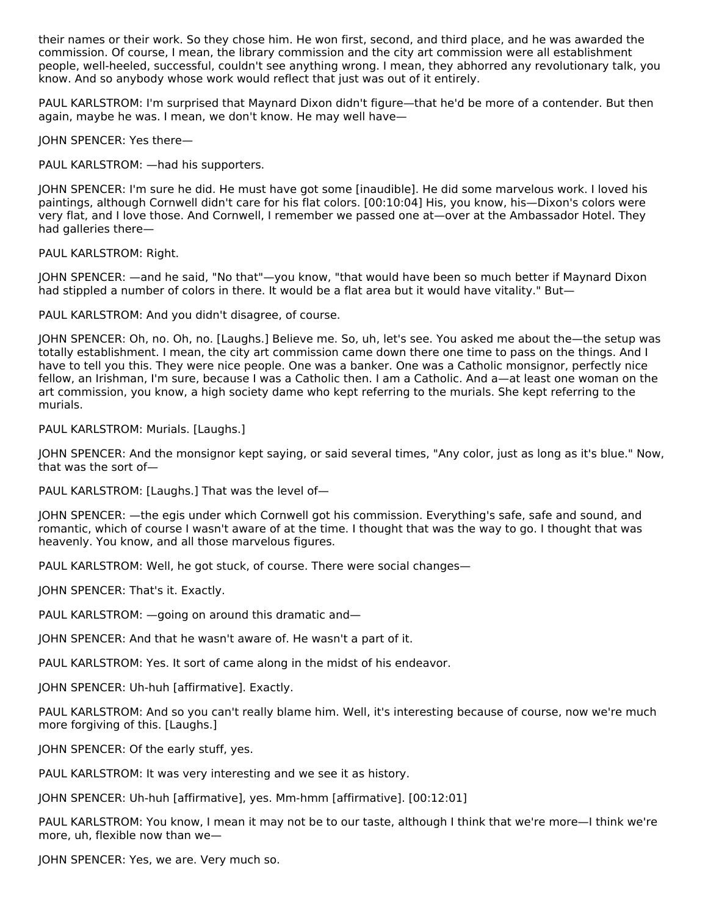their names or their work. So they chose him. He won first, second, and third place, and he was awarded the commission. Of course, I mean, the library commission and the city art commission were all establishment people, well-heeled, successful, couldn't see anything wrong. I mean, they abhorred any revolutionary talk, you know. And so anybody whose work would reflect that just was out of it entirely.

PAUL KARLSTROM: I'm surprised that Maynard Dixon didn't figure—that he'd be more of a contender. But then again, maybe he was. I mean, we don't know. He may well have—

JOHN SPENCER: Yes there—

PAUL KARLSTROM: —had his supporters.

JOHN SPENCER: I'm sure he did. He must have got some [inaudible]. He did some marvelous work. I loved his paintings, although Cornwell didn't care for his flat colors. [00:10:04] His, you know, his—Dixon's colors were very flat, and I love those. And Cornwell, I remember we passed one at—over at the Ambassador Hotel. They had galleries there—

PAUL KARLSTROM: Right.

JOHN SPENCER: —and he said, "No that"—you know, "that would have been so much better if Maynard Dixon had stippled a number of colors in there. It would be a flat area but it would have vitality." But—

PAUL KARLSTROM: And you didn't disagree, of course.

JOHN SPENCER: Oh, no. Oh, no. [Laughs.] Believe me. So, uh, let's see. You asked me about the—the setup was totally establishment. I mean, the city art commission came down there one time to pass on the things. And I have to tell you this. They were nice people. One was a banker. One was a Catholic monsignor, perfectly nice fellow, an Irishman, I'm sure, because I was a Catholic then. I am a Catholic. And a—at least one woman on the art commission, you know, a high society dame who kept referring to the murials. She kept referring to the murials.

PAUL KARLSTROM: Murials. [Laughs.]

JOHN SPENCER: And the monsignor kept saying, or said several times, "Any color, just as long as it's blue." Now, that was the sort of—

PAUL KARLSTROM: [Laughs.] That was the level of—

JOHN SPENCER: —the egis under which Cornwell got his commission. Everything's safe, safe and sound, and romantic, which of course I wasn't aware of at the time. I thought that was the way to go. I thought that was heavenly. You know, and all those marvelous figures.

PAUL KARLSTROM: Well, he got stuck, of course. There were social changes—

JOHN SPENCER: That's it. Exactly.

PAUL KARLSTROM: —going on around this dramatic and—

JOHN SPENCER: And that he wasn't aware of. He wasn't a part of it.

PAUL KARLSTROM: Yes. It sort of came along in the midst of his endeavor.

JOHN SPENCER: Uh-huh [affirmative]. Exactly.

PAUL KARLSTROM: And so you can't really blame him. Well, it's interesting because of course, now we're much more forgiving of this. [Laughs.]

JOHN SPENCER: Of the early stuff, yes.

PAUL KARLSTROM: It was very interesting and we see it as history.

JOHN SPENCER: Uh-huh [affirmative], yes. Mm-hmm [affirmative]. [00:12:01]

PAUL KARLSTROM: You know, I mean it may not be to our taste, although I think that we're more—I think we're more, uh, flexible now than we—

JOHN SPENCER: Yes, we are. Very much so.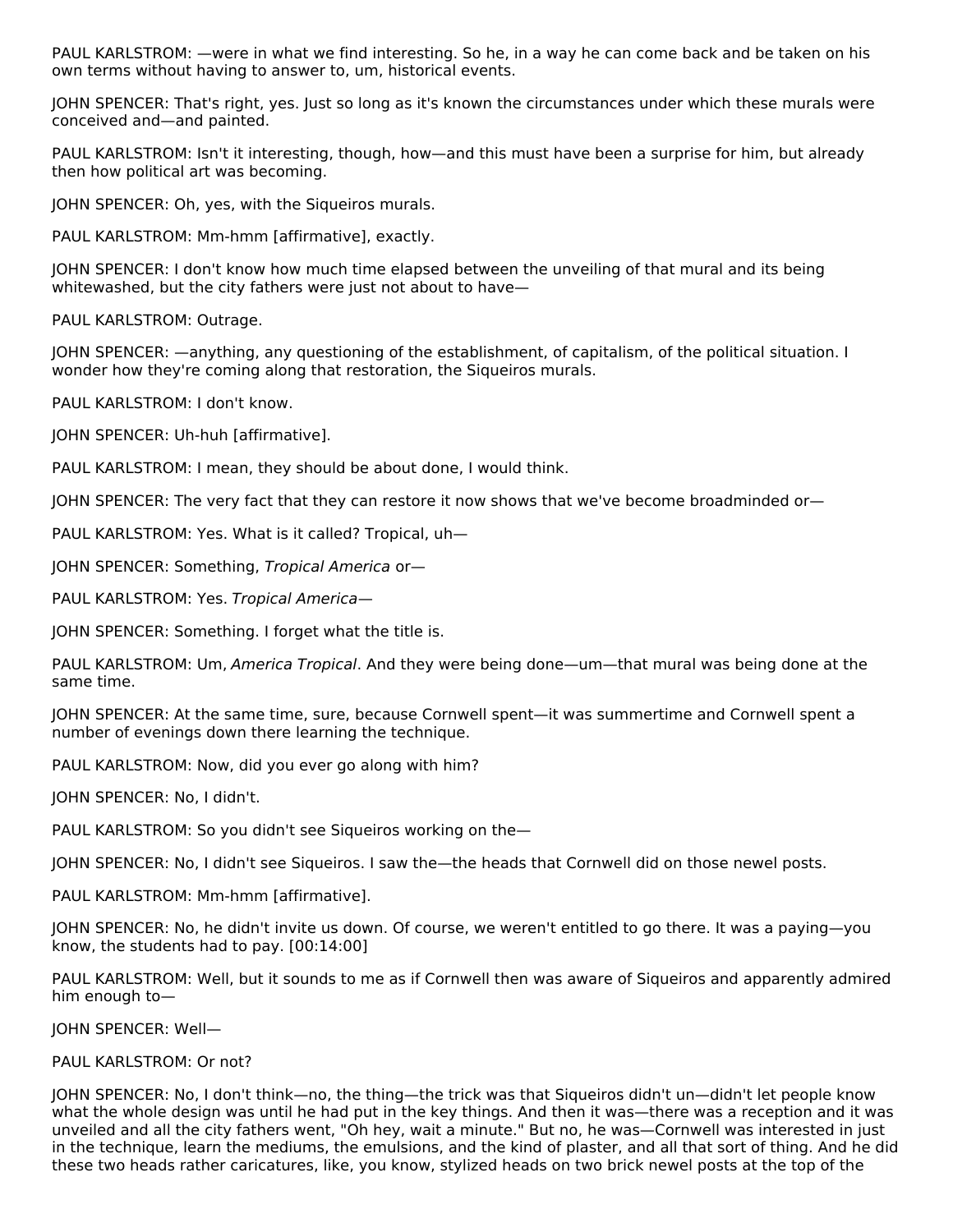PAUL KARLSTROM: —were in what we find interesting. So he, in a way he can come back and be taken on his own terms without having to answer to, um, historical events.

JOHN SPENCER: That's right, yes. Just so long as it's known the circumstances under which these murals were conceived and—and painted.

PAUL KARLSTROM: Isn't it interesting, though, how—and this must have been a surprise for him, but already then how political art was becoming.

JOHN SPENCER: Oh, yes, with the Siqueiros murals.

PAUL KARLSTROM: Mm-hmm [affirmative], exactly.

JOHN SPENCER: I don't know how much time elapsed between the unveiling of that mural and its being whitewashed, but the city fathers were just not about to have—

PAUL KARLSTROM: Outrage.

JOHN SPENCER: —anything, any questioning of the establishment, of capitalism, of the political situation. I wonder how they're coming along that restoration, the Siqueiros murals.

PAUL KARLSTROM: I don't know.

JOHN SPENCER: Uh-huh [affirmative].

PAUL KARLSTROM: I mean, they should be about done, I would think.

JOHN SPENCER: The very fact that they can restore it now shows that we've become broadminded or—

PAUL KARLSTROM: Yes. What is it called? Tropical, uh—

JOHN SPENCER: Something, *Tropical America* or—

PAUL KARLSTROM: Yes. *Tropical America*—

JOHN SPENCER: Something. I forget what the title is.

PAUL KARLSTROM: Um, *America Tropical*. And they were being done—um—that mural was being done at the same time.

JOHN SPENCER: At the same time, sure, because Cornwell spent—it was summertime and Cornwell spent a number of evenings down there learning the technique.

PAUL KARLSTROM: Now, did you ever go along with him?

JOHN SPENCER: No, I didn't.

PAUL KARLSTROM: So you didn't see Siqueiros working on the—

JOHN SPENCER: No, I didn't see Siqueiros. I saw the—the heads that Cornwell did on those newel posts.

PAUL KARLSTROM: Mm-hmm [affirmative].

JOHN SPENCER: No, he didn't invite us down. Of course, we weren't entitled to go there. It was a paying—you know, the students had to pay. [00:14:00]

PAUL KARLSTROM: Well, but it sounds to me as if Cornwell then was aware of Siqueiros and apparently admired him enough to—

JOHN SPENCER: Well—

PAUL KARLSTROM: Or not?

JOHN SPENCER: No, I don't think—no, the thing—the trick was that Siqueiros didn't un—didn't let people know what the whole design was until he had put in the key things. And then it was—there was a reception and it was unveiled and all the city fathers went, "Oh hey, wait a minute." But no, he was—Cornwell was interested in just in the technique, learn the mediums, the emulsions, and the kind of plaster, and all that sort of thing. And he did these two heads rather caricatures, like, you know, stylized heads on two brick newel posts at the top of the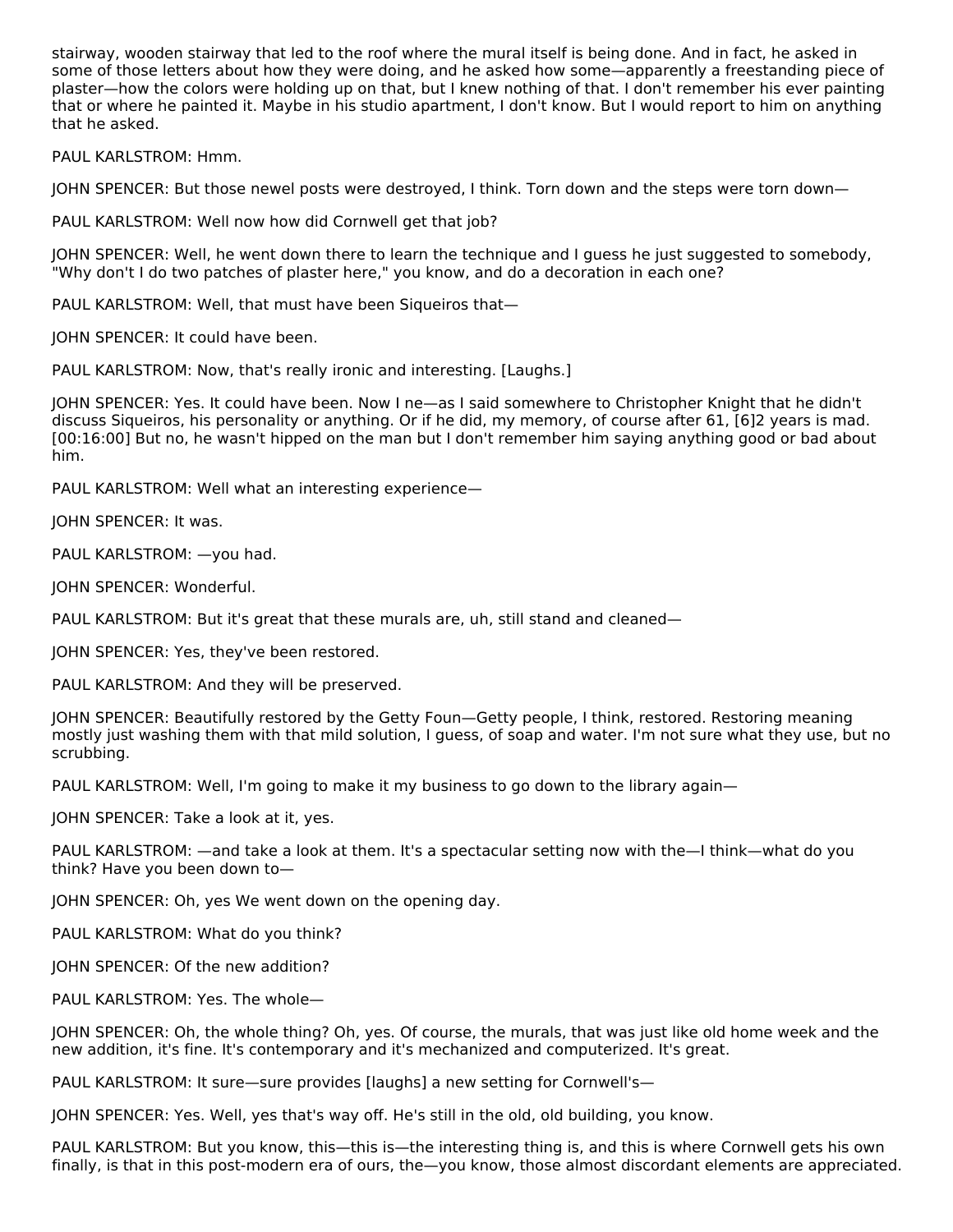stairway, wooden stairway that led to the roof where the mural itself is being done. And in fact, he asked in some of those letters about how they were doing, and he asked how some—apparently a freestanding piece of plaster—how the colors were holding up on that, but I knew nothing of that. I don't remember his ever painting that or where he painted it. Maybe in his studio apartment, I don't know. But I would report to him on anything that he asked.

PAUL KARLSTROM: Hmm.

JOHN SPENCER: But those newel posts were destroyed, I think. Torn down and the steps were torn down—

PAUL KARLSTROM: Well now how did Cornwell get that job?

JOHN SPENCER: Well, he went down there to learn the technique and I guess he just suggested to somebody, "Why don't I do two patches of plaster here," you know, and do a decoration in each one?

PAUL KARLSTROM: Well, that must have been Siqueiros that—

JOHN SPENCER: It could have been.

PAUL KARLSTROM: Now, that's really ironic and interesting. [Laughs.]

JOHN SPENCER: Yes. It could have been. Now I ne—as I said somewhere to Christopher Knight that he didn't discuss Siqueiros, his personality or anything. Or if he did, my memory, of course after 61, [6]2 years is mad. [00:16:00] But no, he wasn't hipped on the man but I don't remember him saying anything good or bad about him.

PAUL KARLSTROM: Well what an interesting experience—

JOHN SPENCER: It was.

PAUL KARLSTROM: —you had.

JOHN SPENCER: Wonderful.

PAUL KARLSTROM: But it's great that these murals are, uh, still stand and cleaned—

JOHN SPENCER: Yes, they've been restored.

PAUL KARLSTROM: And they will be preserved.

JOHN SPENCER: Beautifully restored by the Getty Foun—Getty people, I think, restored. Restoring meaning mostly just washing them with that mild solution, I guess, of soap and water. I'm not sure what they use, but no scrubbing.

PAUL KARLSTROM: Well, I'm going to make it my business to go down to the library again—

JOHN SPENCER: Take a look at it, yes.

PAUL KARLSTROM: —and take a look at them. It's a spectacular setting now with the—I think—what do you think? Have you been down to—

JOHN SPENCER: Oh, yes We went down on the opening day.

PAUL KARLSTROM: What do you think?

JOHN SPENCER: Of the new addition?

PAUL KARLSTROM: Yes. The whole—

JOHN SPENCER: Oh, the whole thing? Oh, yes. Of course, the murals, that was just like old home week and the new addition, it's fine. It's contemporary and it's mechanized and computerized. It's great.

PAUL KARLSTROM: It sure—sure provides [laughs] a new setting for Cornwell's—

JOHN SPENCER: Yes. Well, yes that's way off. He's still in the old, old building, you know.

PAUL KARLSTROM: But you know, this—this is—the interesting thing is, and this is where Cornwell gets his own finally, is that in this post-modern era of ours, the—you know, those almost discordant elements are appreciated.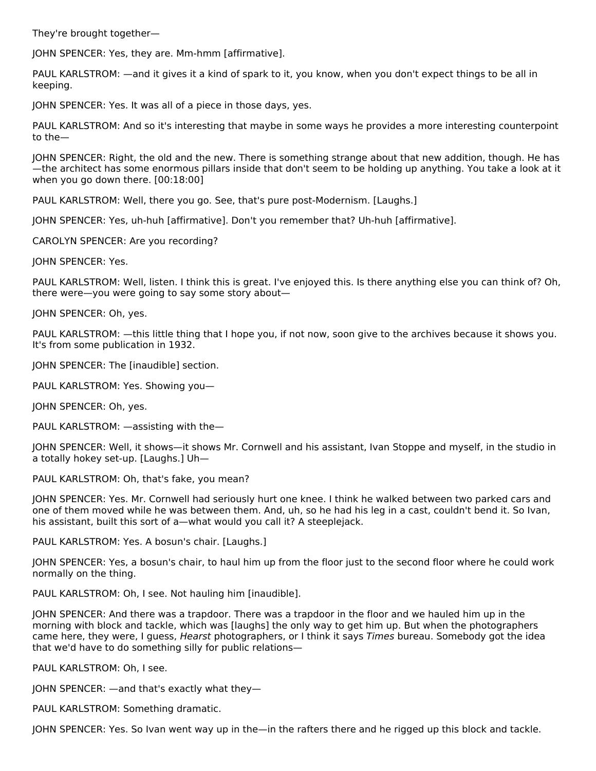They're brought together—

JOHN SPENCER: Yes, they are. Mm-hmm [affirmative].

PAUL KARLSTROM: —and it gives it a kind of spark to it, you know, when you don't expect things to be all in keeping.

JOHN SPENCER: Yes. It was all of a piece in those days, yes.

PAUL KARLSTROM: And so it's interesting that maybe in some ways he provides a more interesting counterpoint to the—

JOHN SPENCER: Right, the old and the new. There is something strange about that new addition, though. He has—the architect has some enormous pillars inside that don't seem to be holding up anything. You take a look at it when you go down there. [00:18:00]

PAUL KARLSTROM: Well, there you go. See, that's pure post-Modernism. [Laughs.]

JOHN SPENCER: Yes, uh-huh [affirmative]. Don't you remember that? Uh-huh [affirmative].

CAROLYN SPENCER: Are you recording?

JOHN SPENCER: Yes.

PAUL KARLSTROM: Well, listen. I think this is great. I've enjoyed this. Is there anything else you can think of? Oh, there were—you were going to say some story about—

JOHN SPENCER: Oh, yes.

PAUL KARLSTROM: —this little thing that I hope you, if not now, soon give to the archives because it shows you. It's from some publication in 1932.

JOHN SPENCER: The [inaudible] section.

PAUL KARLSTROM: Yes. Showing you—

JOHN SPENCER: Oh, yes.

PAUL KARLSTROM: —assisting with the—

JOHN SPENCER: Well, it shows—it shows Mr. Cornwell and his assistant, Ivan Stoppe and myself, in the studio in a totally hokey set-up. [Laughs.] Uh—

PAUL KARLSTROM: Oh, that's fake, you mean?

JOHN SPENCER: Yes. Mr. Cornwell had seriously hurt one knee. I think he walked between two parked cars and one of them moved while he was between them. And, uh, so he had his leg in a cast, couldn't bend it. So Ivan, his assistant, built this sort of a—what would you call it? A steeplejack.

PAUL KARLSTROM: Yes. A bosun's chair. [Laughs.]

JOHN SPENCER: Yes, a bosun's chair, to haul him up from the floor just to the second floor where he could work normally on the thing.

PAUL KARLSTROM: Oh, I see. Not hauling him [inaudible].

JOHN SPENCER: And there was a trapdoor. There was a trapdoor in the floor and we hauled him up in the morning with block and tackle, which was [laughs] the only way to get him up. But when the photographers came here, they were, I guess, *Hearst* photographers, or I think it says *Times* bureau. Somebody got the idea that we'd have to do something silly for public relations—

PAUL KARLSTROM: Oh, I see.

JOHN SPENCER: —and that's exactly what they—

PAUL KARLSTROM: Something dramatic.

JOHN SPENCER: Yes. So Ivan went way up in the—in the rafters there and he rigged up this block and tackle.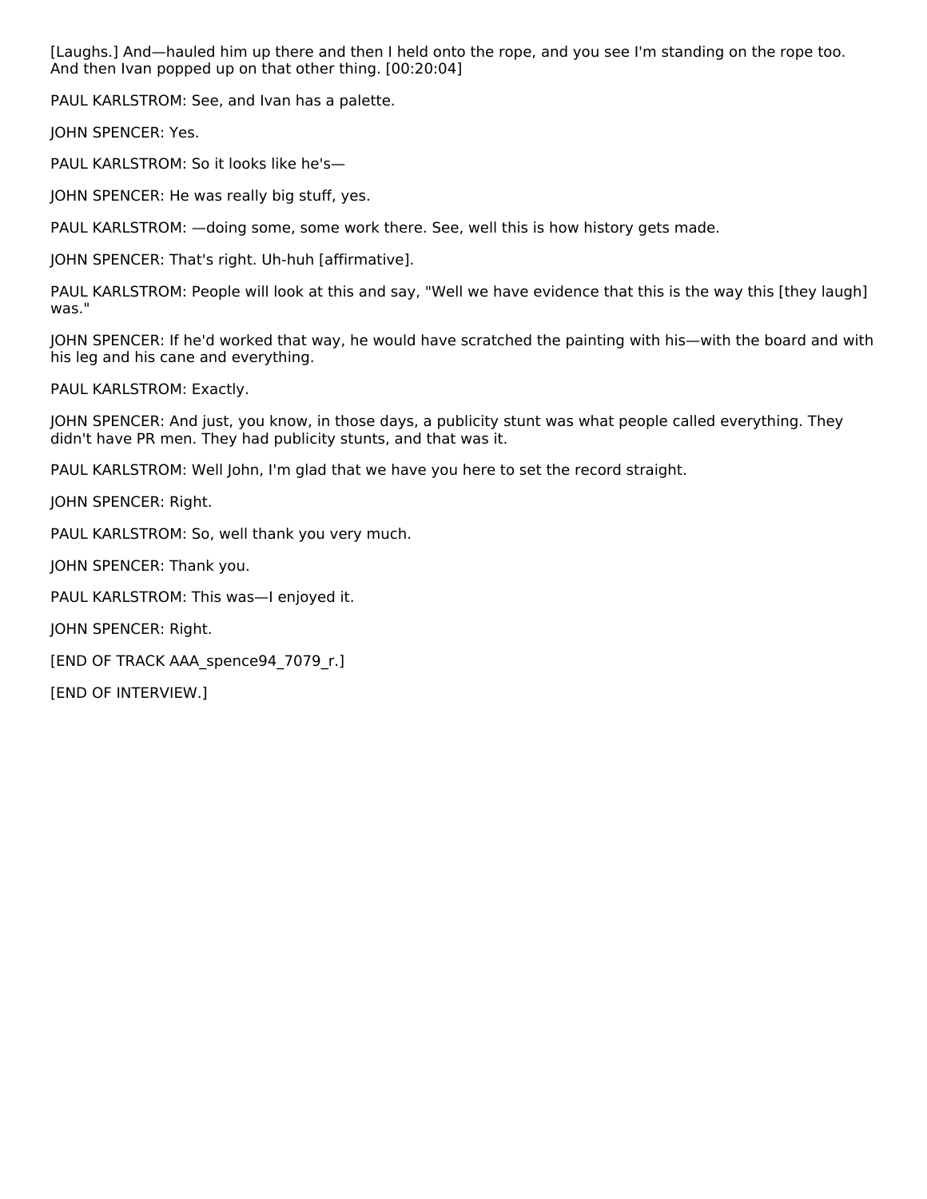[Laughs.] And—hauled him up there and then I held onto the rope, and you see I'm standing on the rope too. And then Ivan popped up on that other thing. [00:20:04]

PAUL KARLSTROM: See, and Ivan has a palette.

JOHN SPENCER: Yes.

PAUL KARLSTROM: So it looks like he's—

JOHN SPENCER: He was really big stuff, yes.

PAUL KARLSTROM: —doing some, some work there. See, well this is how history gets made.

JOHN SPENCER: That's right. Uh-huh [affirmative].

PAUL KARLSTROM: People will look at this and say, "Well we have evidence that this is the way this [they laugh] was."

JOHN SPENCER: If he'd worked that way, he would have scratched the painting with his—with the board and with his leg and his cane and everything.

PAUL KARLSTROM: Exactly.

JOHN SPENCER: And just, you know, in those days, a publicity stunt was what people called everything. They didn't have PR men. They had publicity stunts, and that was it.

PAUL KARLSTROM: Well John, I'm glad that we have you here to set the record straight.

JOHN SPENCER: Right.

PAUL KARLSTROM: So, well thank you very much.

JOHN SPENCER: Thank you.

PAUL KARLSTROM: This was—I enjoyed it.

JOHN SPENCER: Right.

[END OF TRACK AAA_spence94_7079_r.]

[END OF INTERVIEW.]